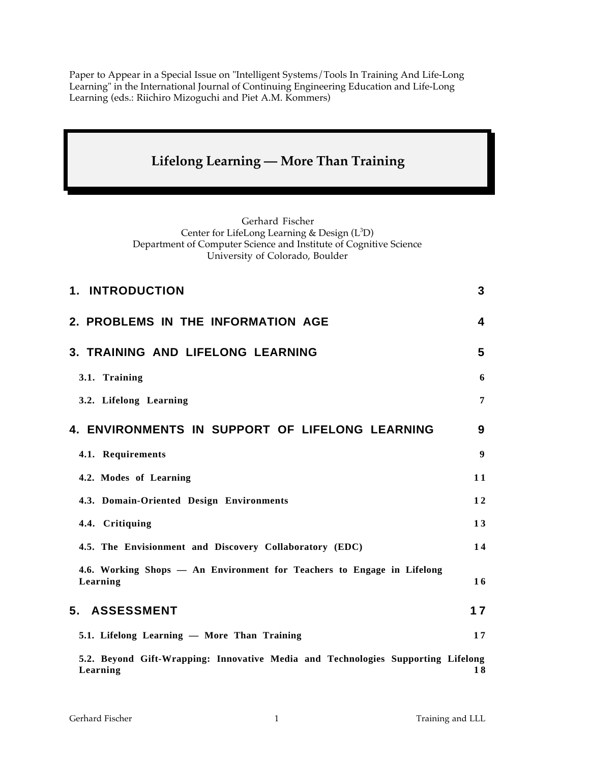Paper to Appear in a Special Issue on "Intelligent Systems/Tools In Training And Life-Long Learning" in the International Journal of Continuing Engineering Education and Life-Long Learning (eds.: Riichiro Mizoguchi and Piet A.M. Kommers)

# Lifelong Learning — More Than Training

Gerhard Fischer
Center for LifeLong Learning & Design (L[3]D)
Department of Computer Science and Institute of Cognitive Science
University of Colorado, Boulder

| | |
|---|---|
| **1. INTRODUCTION** | **3** |
| **2. PROBLEMS IN THE INFORMATION AGE** | **4** |
| **3. TRAINING AND LIFELONG LEARNING** | **5** |
| **3.1. Training** | **6** |
| **3.2. Lifelong Learning** | **7** |
| **4. ENVIRONMENTS IN SUPPORT OF LIFELONG LEARNING** | **9** |
| **4.1. Requirements** | **9** |
| **4.2. Modes of Learning** | **11** |
| **4.3. Domain-Oriented Design Environments** | **12** |
| **4.4. Critiquing** | **13** |
| **4.5. The Envisionment and Discovery Collaboratory (EDC)** | **14** |
| **4.6. Working Shops — An Environment for Teachers to Engage in Lifelong Learning** | **16** |
| **5. ASSESSMENT** | **17** |
| **5.1. Lifelong Learning — More Than Training** | **17** |
| **5.2. Beyond Gift-Wrapping: Innovative Media and Technologies Supporting Lifelong Learning** | **18** |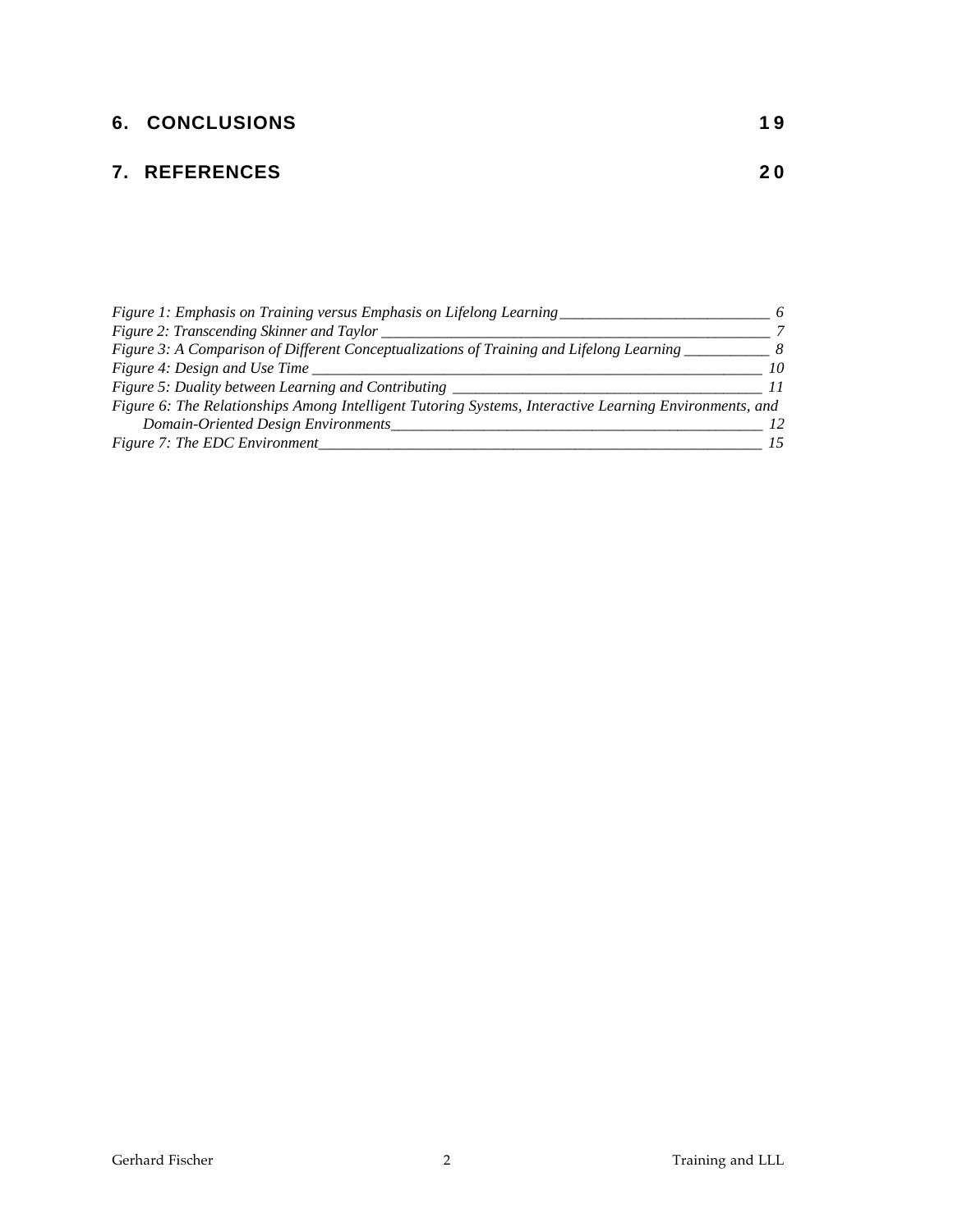# 6. CONCLUSIONS 19

# 7. REFERENCES 20

*Figure 1: Emphasis on Training versus Emphasis on Lifelong Learning* ___ *6*
*Figure 2: Transcending Skinner and Taylor* ___ *7*
*Figure 3: A Comparison of Different Conceptualizations of Training and Lifelong Learning* ___ *8*
*Figure 4: Design and Use Time* ___ *10*
*Figure 5: Duality between Learning and Contributing* ___ *11*
*Figure 6: The Relationships Among Intelligent Tutoring Systems, Interactive Learning Environments, and Domain-Oriented Design Environments* ___ *12*
*Figure 7: The EDC Environment* ___ *15*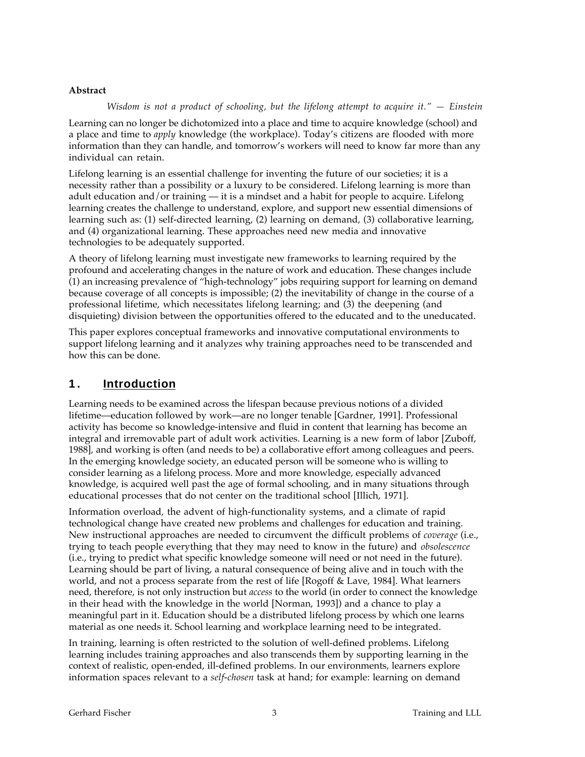**Abstract**

*Wisdom is not a product of schooling, but the lifelong attempt to acquire it." — Einstein*

Learning can no longer be dichotomized into a place and time to acquire knowledge (school) and a place and time to *apply* knowledge (the workplace). Today's citizens are flooded with more information than they can handle, and tomorrow's workers will need to know far more than any individual can retain.

Lifelong learning is an essential challenge for inventing the future of our societies; it is a necessity rather than a possibility or a luxury to be considered. Lifelong learning is more than adult education and/or training — it is a mindset and a habit for people to acquire. Lifelong learning creates the challenge to understand, explore, and support new essential dimensions of learning such as: (1) self-directed learning, (2) learning on demand, (3) collaborative learning, and (4) organizational learning. These approaches need new media and innovative technologies to be adequately supported.

A theory of lifelong learning must investigate new frameworks to learning required by the profound and accelerating changes in the nature of work and education. These changes include (1) an increasing prevalence of "high-technology" jobs requiring support for learning on demand because coverage of all concepts is impossible; (2) the inevitability of change in the course of a professional lifetime, which necessitates lifelong learning; and (3) the deepening (and disquieting) division between the opportunities offered to the educated and to the uneducated.

This paper explores conceptual frameworks and innovative computational environments to support lifelong learning and it analyzes why training approaches need to be transcended and how this can be done.

## 1. Introduction

Learning needs to be examined across the lifespan because previous notions of a divided lifetime—education followed by work—are no longer tenable [Gardner, 1991]. Professional activity has become so knowledge-intensive and fluid in content that learning has become an integral and irremovable part of adult work activities. Learning is a new form of labor [Zuboff, 1988], and working is often (and needs to be) a collaborative effort among colleagues and peers. In the emerging knowledge society, an educated person will be someone who is willing to consider learning as a lifelong process. More and more knowledge, especially advanced knowledge, is acquired well past the age of formal schooling, and in many situations through educational processes that do not center on the traditional school [Illich, 1971].

Information overload, the advent of high-functionality systems, and a climate of rapid technological change have created new problems and challenges for education and training. New instructional approaches are needed to circumvent the difficult problems of *coverage* (i.e., trying to teach people everything that they may need to know in the future) and *obsolescence* (i.e., trying to predict what specific knowledge someone will need or not need in the future). Learning should be part of living, a natural consequence of being alive and in touch with the world, and not a process separate from the rest of life [Rogoff & Lave, 1984]. What learners need, therefore, is not only instruction but *access* to the world (in order to connect the knowledge in their head with the knowledge in the world [Norman, 1993]) and a chance to play a meaningful part in it. Education should be a distributed lifelong process by which one learns material as one needs it. School learning and workplace learning need to be integrated.

In training, learning is often restricted to the solution of well-defined problems. Lifelong learning includes training approaches and also transcends them by supporting learning in the context of realistic, open-ended, ill-defined problems. In our environments, learners explore information spaces relevant to a *self-chosen* task at hand; for example: learning on demand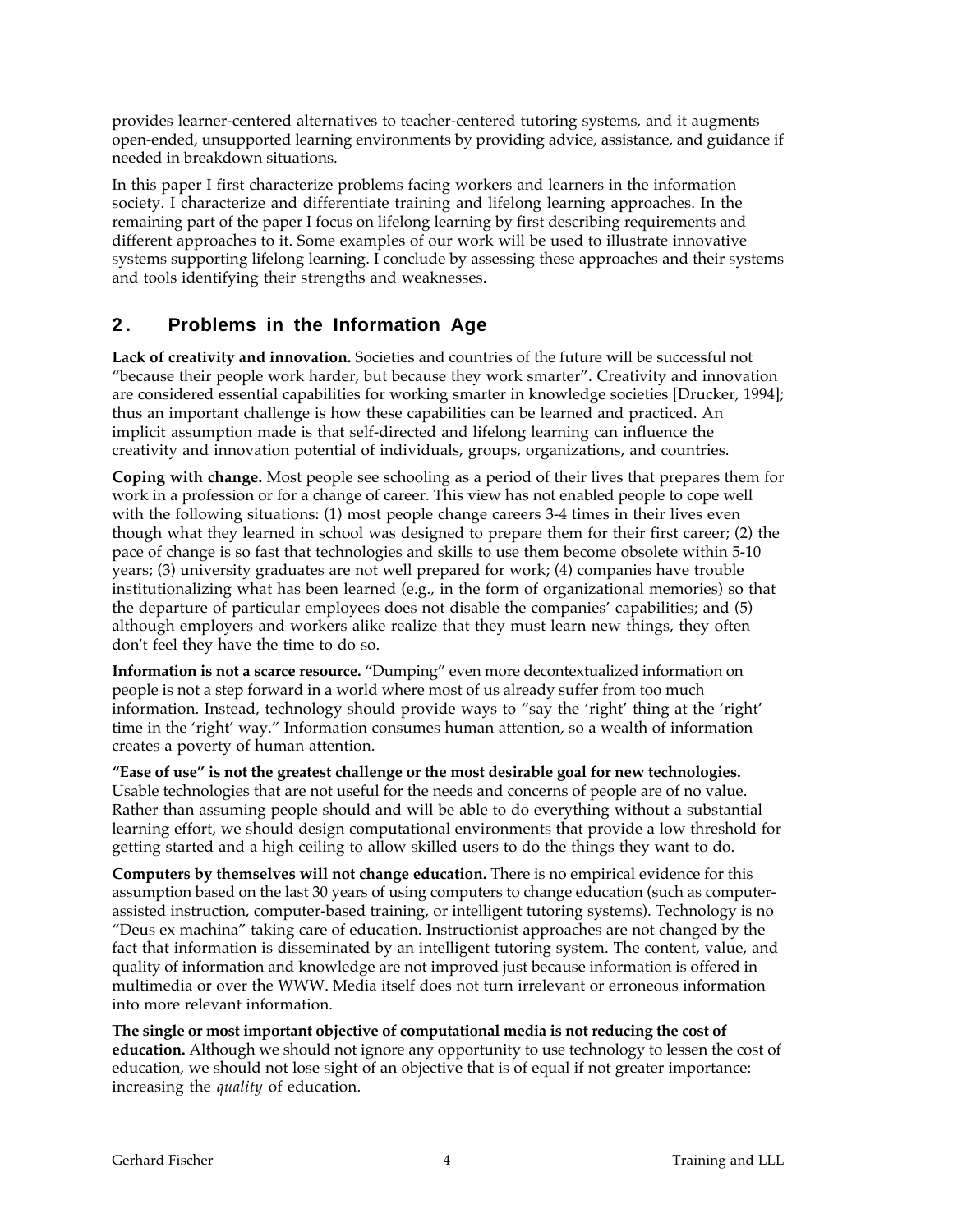provides learner-centered alternatives to teacher-centered tutoring systems, and it augments open-ended, unsupported learning environments by providing advice, assistance, and guidance if needed in breakdown situations.

In this paper I first characterize problems facing workers and learners in the information society. I characterize and differentiate training and lifelong learning approaches. In the remaining part of the paper I focus on lifelong learning by first describing requirements and different approaches to it. Some examples of our work will be used to illustrate innovative systems supporting lifelong learning. I conclude by assessing these approaches and their systems and tools identifying their strengths and weaknesses.

## 2. Problems in the Information Age

**Lack of creativity and innovation.** Societies and countries of the future will be successful not "because their people work harder, but because they work smarter". Creativity and innovation are considered essential capabilities for working smarter in knowledge societies [Drucker, 1994]; thus an important challenge is how these capabilities can be learned and practiced. An implicit assumption made is that self-directed and lifelong learning can influence the creativity and innovation potential of individuals, groups, organizations, and countries.

**Coping with change.** Most people see schooling as a period of their lives that prepares them for work in a profession or for a change of career. This view has not enabled people to cope well with the following situations: (1) most people change careers 3-4 times in their lives even though what they learned in school was designed to prepare them for their first career; (2) the pace of change is so fast that technologies and skills to use them become obsolete within 5-10 years; (3) university graduates are not well prepared for work; (4) companies have trouble institutionalizing what has been learned (e.g., in the form of organizational memories) so that the departure of particular employees does not disable the companies' capabilities; and (5) although employers and workers alike realize that they must learn new things, they often don't feel they have the time to do so.

**Information is not a scarce resource.** "Dumping" even more decontextualized information on people is not a step forward in a world where most of us already suffer from too much information. Instead, technology should provide ways to "say the 'right' thing at the 'right' time in the 'right' way." Information consumes human attention, so a wealth of information creates a poverty of human attention.

**"Ease of use" is not the greatest challenge or the most desirable goal for new technologies.** Usable technologies that are not useful for the needs and concerns of people are of no value. Rather than assuming people should and will be able to do everything without a substantial learning effort, we should design computational environments that provide a low threshold for getting started and a high ceiling to allow skilled users to do the things they want to do.

**Computers by themselves will not change education.** There is no empirical evidence for this assumption based on the last 30 years of using computers to change education (such as computer-assisted instruction, computer-based training, or intelligent tutoring systems). Technology is no "Deus ex machina" taking care of education. Instructionist approaches are not changed by the fact that information is disseminated by an intelligent tutoring system. The content, value, and quality of information and knowledge are not improved just because information is offered in multimedia or over the WWW. Media itself does not turn irrelevant or erroneous information into more relevant information.

**The single or most important objective of computational media is not reducing the cost of education.** Although we should not ignore any opportunity to use technology to lessen the cost of education, we should not lose sight of an objective that is of equal if not greater importance: increasing the *quality* of education.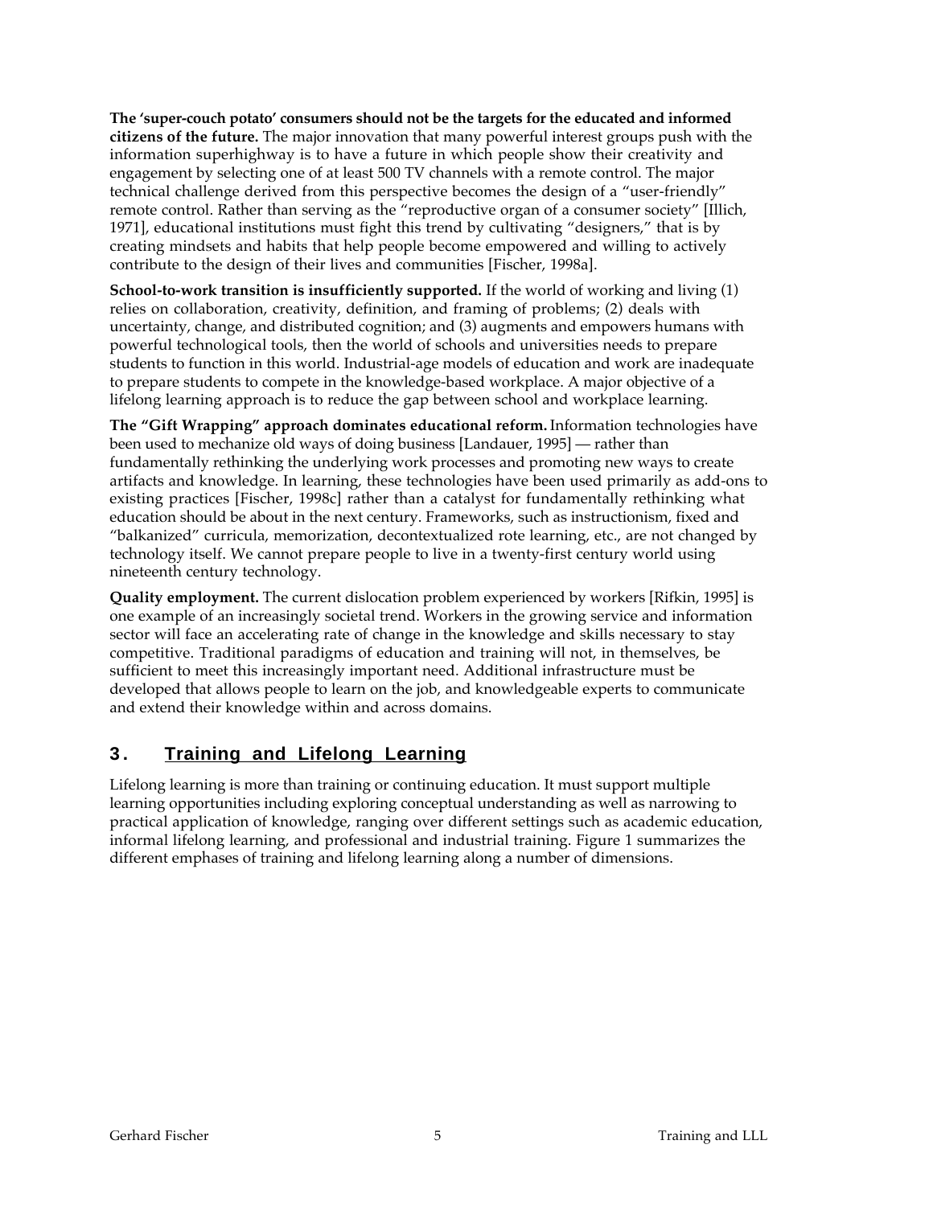**The 'super-couch potato' consumers should not be the targets for the educated and informed citizens of the future.** The major innovation that many powerful interest groups push with the information superhighway is to have a future in which people show their creativity and engagement by selecting one of at least 500 TV channels with a remote control. The major technical challenge derived from this perspective becomes the design of a "user-friendly" remote control. Rather than serving as the "reproductive organ of a consumer society" [Illich, 1971], educational institutions must fight this trend by cultivating "designers," that is by creating mindsets and habits that help people become empowered and willing to actively contribute to the design of their lives and communities [Fischer, 1998a].

**School-to-work transition is insufficiently supported.** If the world of working and living (1) relies on collaboration, creativity, definition, and framing of problems; (2) deals with uncertainty, change, and distributed cognition; and (3) augments and empowers humans with powerful technological tools, then the world of schools and universities needs to prepare students to function in this world. Industrial-age models of education and work are inadequate to prepare students to compete in the knowledge-based workplace. A major objective of a lifelong learning approach is to reduce the gap between school and workplace learning.

**The "Gift Wrapping" approach dominates educational reform.** Information technologies have been used to mechanize old ways of doing business [Landauer, 1995] — rather than fundamentally rethinking the underlying work processes and promoting new ways to create artifacts and knowledge. In learning, these technologies have been used primarily as add-ons to existing practices [Fischer, 1998c] rather than a catalyst for fundamentally rethinking what education should be about in the next century. Frameworks, such as instructionism, fixed and "balkanized" curricula, memorization, decontextualized rote learning, etc., are not changed by technology itself. We cannot prepare people to live in a twenty-first century world using nineteenth century technology.

**Quality employment.** The current dislocation problem experienced by workers [Rifkin, 1995] is one example of an increasingly societal trend. Workers in the growing service and information sector will face an accelerating rate of change in the knowledge and skills necessary to stay competitive. Traditional paradigms of education and training will not, in themselves, be sufficient to meet this increasingly important need. Additional infrastructure must be developed that allows people to learn on the job, and knowledgeable experts to communicate and extend their knowledge within and across domains.

## 3. Training and Lifelong Learning

Lifelong learning is more than training or continuing education. It must support multiple learning opportunities including exploring conceptual understanding as well as narrowing to practical application of knowledge, ranging over different settings such as academic education, informal lifelong learning, and professional and industrial training. Figure 1 summarizes the different emphases of training and lifelong learning along a number of dimensions.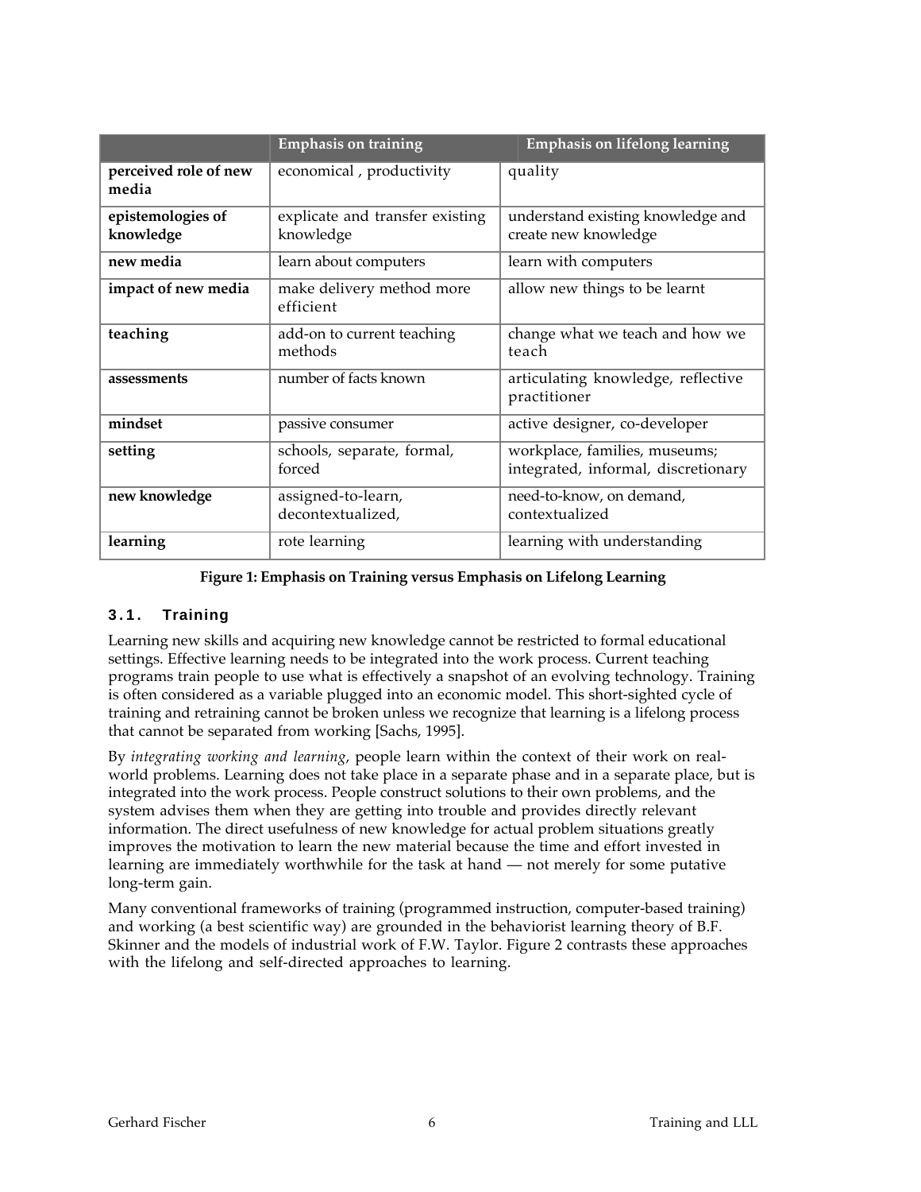| | Emphasis on training | Emphasis on lifelong learning |
|---|---|---|
| **perceived role of new media** | economical , productivity | quality |
| **epistemologies of knowledge** | explicate and transfer existing knowledge | understand existing knowledge and create new knowledge |
| **new media** | learn about computers | learn with computers |
| **impact of new media** | make delivery method more efficient | allow new things to be learnt |
| **teaching** | add-on to current teaching methods | change what we teach and how we teach |
| **assessments** | number of facts known | articulating knowledge, reflective practitioner |
| **mindset** | passive consumer | active designer, co-developer |
| **setting** | schools, separate, formal, forced | workplace, families, museums; integrated, informal, discretionary |
| **new knowledge** | assigned-to-learn, decontextualized, | need-to-know, on demand, contextualized |
| **learning** | rote learning | learning with understanding |

**Figure 1: Emphasis on Training versus Emphasis on Lifelong Learning**

### 3.1. Training

Learning new skills and acquiring new knowledge cannot be restricted to formal educational settings. Effective learning needs to be integrated into the work process. Current teaching programs train people to use what is effectively a snapshot of an evolving technology. Training is often considered as a variable plugged into an economic model. This short-sighted cycle of training and retraining cannot be broken unless we recognize that learning is a lifelong process that cannot be separated from working [Sachs, 1995].

By *integrating working and learning*, people learn within the context of their work on real-world problems. Learning does not take place in a separate phase and in a separate place, but is integrated into the work process. People construct solutions to their own problems, and the system advises them when they are getting into trouble and provides directly relevant information. The direct usefulness of new knowledge for actual problem situations greatly improves the motivation to learn the new material because the time and effort invested in learning are immediately worthwhile for the task at hand — not merely for some putative long-term gain.

Many conventional frameworks of training (programmed instruction, computer-based training) and working (a best scientific way) are grounded in the behaviorist learning theory of B.F. Skinner and the models of industrial work of F.W. Taylor. Figure 2 contrasts these approaches with the lifelong and self-directed approaches to learning.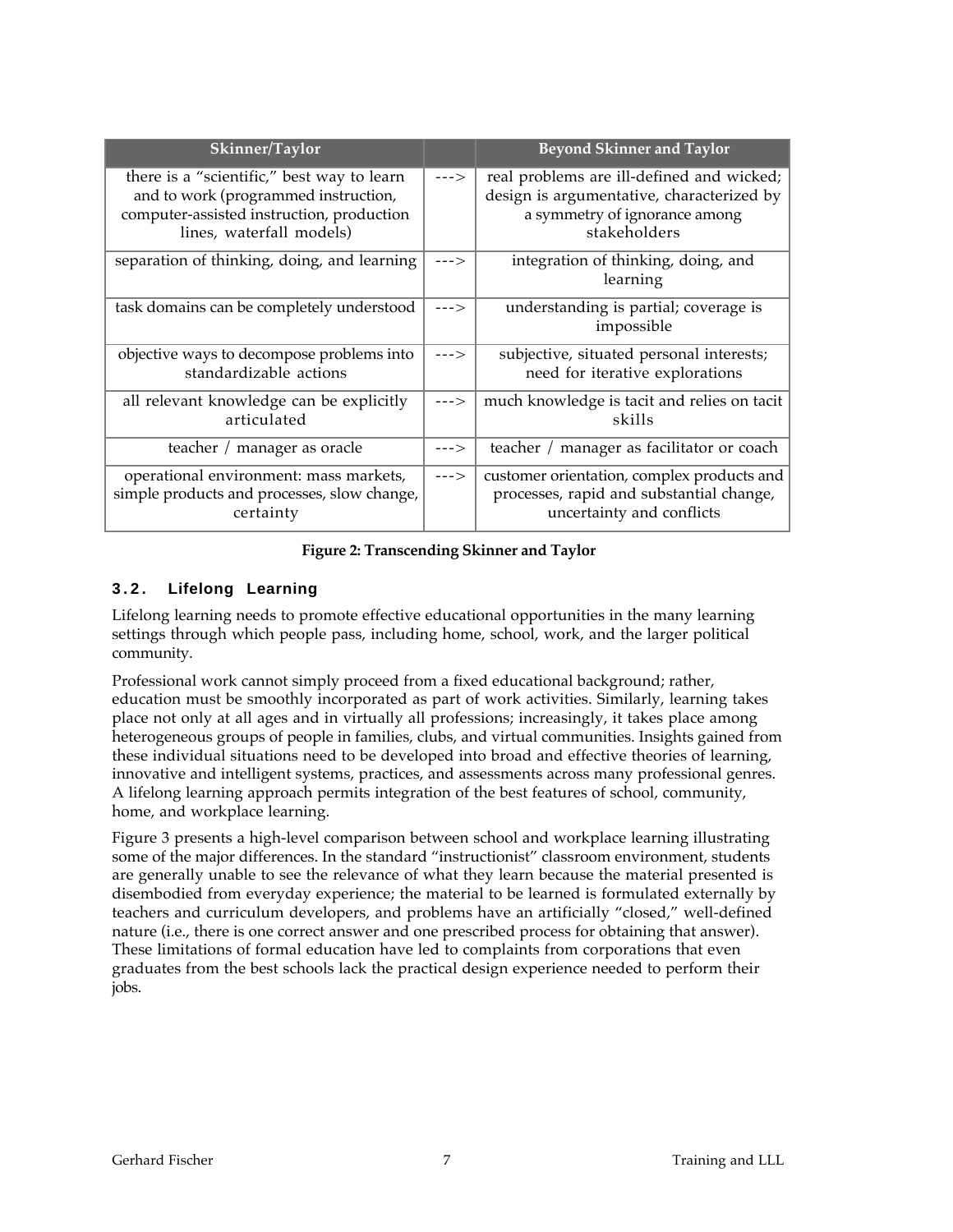| Skinner/Taylor | | Beyond Skinner and Taylor |
|---|---|---|
| there is a "scientific," best way to learn and to work (programmed instruction, computer-assisted instruction, production lines, waterfall models) | ---> | real problems are ill-defined and wicked; design is argumentative, characterized by a symmetry of ignorance among stakeholders |
| separation of thinking, doing, and learning | ---> | integration of thinking, doing, and learning |
| task domains can be completely understood | ---> | understanding is partial; coverage is impossible |
| objective ways to decompose problems into standardizable actions | ---> | subjective, situated personal interests; need for iterative explorations |
| all relevant knowledge can be explicitly articulated | ---> | much knowledge is tacit and relies on tacit skills |
| teacher / manager as oracle | ---> | teacher / manager as facilitator or coach |
| operational environment: mass markets, simple products and processes, slow change, certainty | ---> | customer orientation, complex products and processes, rapid and substantial change, uncertainty and conflicts |

**Figure 2: Transcending Skinner and Taylor**

### 3.2. Lifelong Learning

Lifelong learning needs to promote effective educational opportunities in the many learning settings through which people pass, including home, school, work, and the larger political community.

Professional work cannot simply proceed from a fixed educational background; rather, education must be smoothly incorporated as part of work activities. Similarly, learning takes place not only at all ages and in virtually all professions; increasingly, it takes place among heterogeneous groups of people in families, clubs, and virtual communities. Insights gained from these individual situations need to be developed into broad and effective theories of learning, innovative and intelligent systems, practices, and assessments across many professional genres. A lifelong learning approach permits integration of the best features of school, community, home, and workplace learning.

Figure 3 presents a high-level comparison between school and workplace learning illustrating some of the major differences. In the standard "instructionist" classroom environment, students are generally unable to see the relevance of what they learn because the material presented is disembodied from everyday experience; the material to be learned is formulated externally by teachers and curriculum developers, and problems have an artificially "closed," well-defined nature (i.e., there is one correct answer and one prescribed process for obtaining that answer). These limitations of formal education have led to complaints from corporations that even graduates from the best schools lack the practical design experience needed to perform their jobs.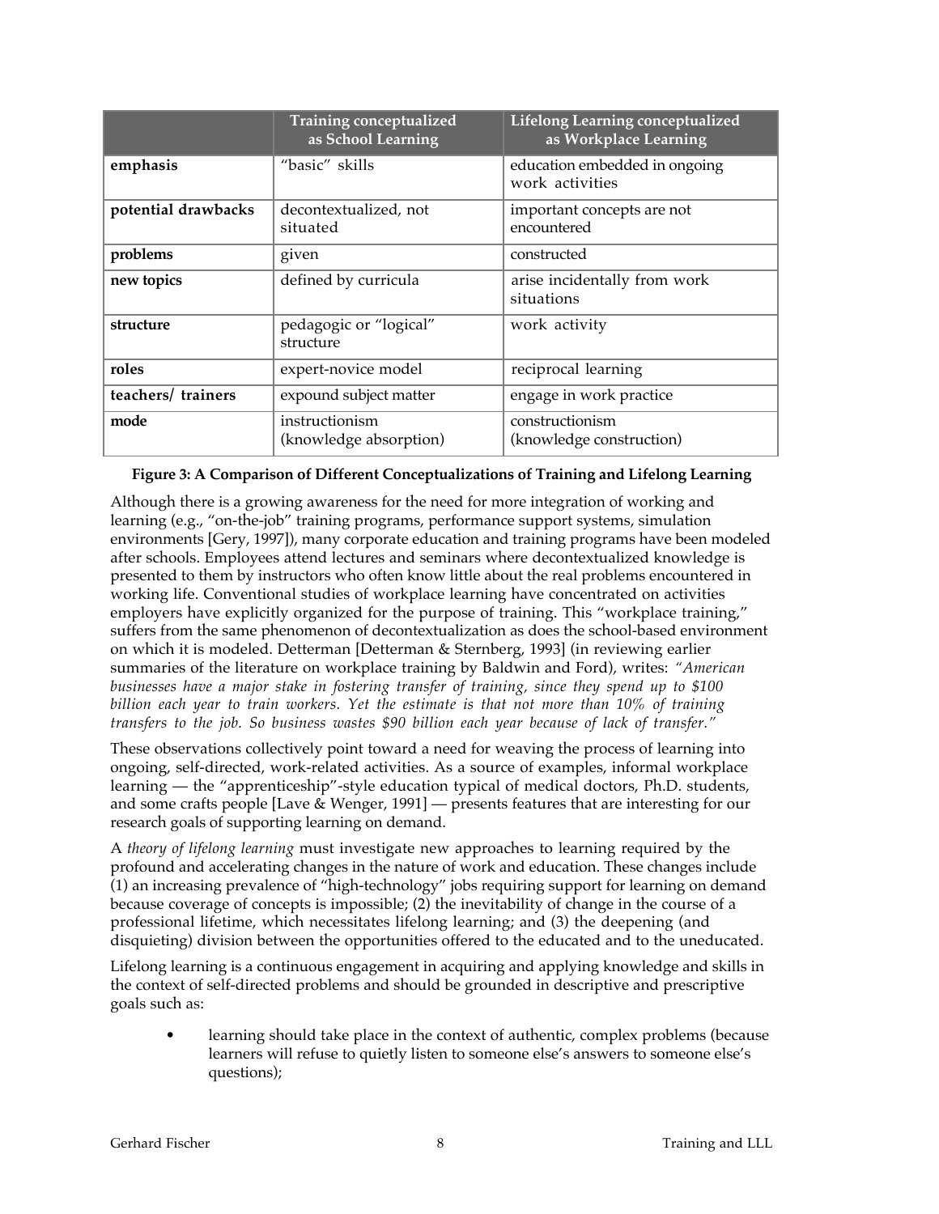| | Training conceptualized as School Learning | Lifelong Learning conceptualized as Workplace Learning |
|---|---|---|
| **emphasis** | "basic" skills | education embedded in ongoing work activities |
| **potential drawbacks** | decontextualized, not situated | important concepts are not encountered |
| **problems** | given | constructed |
| **new topics** | defined by curricula | arise incidentally from work situations |
| **structure** | pedagogic or "logical" structure | work activity |
| **roles** | expert-novice model | reciprocal learning |
| **teachers/ trainers** | expound subject matter | engage in work practice |
| **mode** | instructionism (knowledge absorption) | constructionism (knowledge construction) |

**Figure 3: A Comparison of Different Conceptualizations of Training and Lifelong Learning**

Although there is a growing awareness for the need for more integration of working and learning (e.g., "on-the-job" training programs, performance support systems, simulation environments [Gery, 1997]), many corporate education and training programs have been modeled after schools. Employees attend lectures and seminars where decontextualized knowledge is presented to them by instructors who often know little about the real problems encountered in working life. Conventional studies of workplace learning have concentrated on activities employers have explicitly organized for the purpose of training. This "workplace training," suffers from the same phenomenon of decontextualization as does the school-based environment on which it is modeled. Detterman [Detterman & Sternberg, 1993] (in reviewing earlier summaries of the literature on workplace training by Baldwin and Ford), writes: *"American businesses have a major stake in fostering transfer of training, since they spend up to $100 billion each year to train workers. Yet the estimate is that not more than 10% of training transfers to the job. So business wastes $90 billion each year because of lack of transfer."*

These observations collectively point toward a need for weaving the process of learning into ongoing, self-directed, work-related activities. As a source of examples, informal workplace learning — the "apprenticeship"-style education typical of medical doctors, Ph.D. students, and some crafts people [Lave & Wenger, 1991] — presents features that are interesting for our research goals of supporting learning on demand.

A *theory of lifelong learning* must investigate new approaches to learning required by the profound and accelerating changes in the nature of work and education. These changes include (1) an increasing prevalence of "high-technology" jobs requiring support for learning on demand because coverage of concepts is impossible; (2) the inevitability of change in the course of a professional lifetime, which necessitates lifelong learning; and (3) the deepening (and disquieting) division between the opportunities offered to the educated and to the uneducated.

Lifelong learning is a continuous engagement in acquiring and applying knowledge and skills in the context of self-directed problems and should be grounded in descriptive and prescriptive goals such as:

- learning should take place in the context of authentic, complex problems (because learners will refuse to quietly listen to someone else's answers to someone else's questions);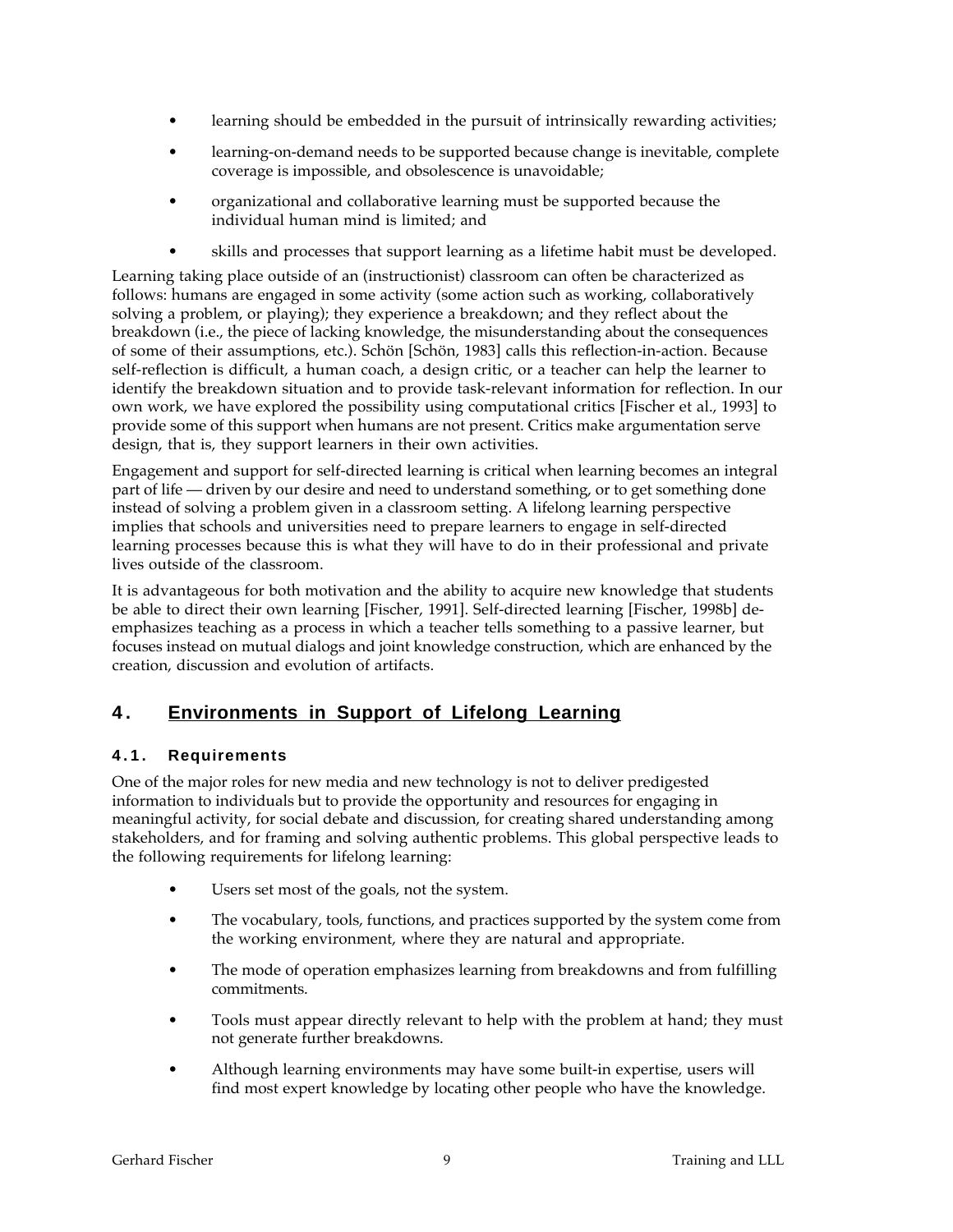- learning should be embedded in the pursuit of intrinsically rewarding activities;
- learning-on-demand needs to be supported because change is inevitable, complete coverage is impossible, and obsolescence is unavoidable;
- organizational and collaborative learning must be supported because the individual human mind is limited; and
- skills and processes that support learning as a lifetime habit must be developed.

Learning taking place outside of an (instructionist) classroom can often be characterized as follows: humans are engaged in some activity (some action such as working, collaboratively solving a problem, or playing); they experience a breakdown; and they reflect about the breakdown (i.e., the piece of lacking knowledge, the misunderstanding about the consequences of some of their assumptions, etc.). Schön [Schön, 1983] calls this reflection-in-action. Because self-reflection is difficult, a human coach, a design critic, or a teacher can help the learner to identify the breakdown situation and to provide task-relevant information for reflection. In our own work, we have explored the possibility using computational critics [Fischer et al., 1993] to provide some of this support when humans are not present. Critics make argumentation serve design, that is, they support learners in their own activities.

Engagement and support for self-directed learning is critical when learning becomes an integral part of life — driven by our desire and need to understand something, or to get something done instead of solving a problem given in a classroom setting. A lifelong learning perspective implies that schools and universities need to prepare learners to engage in self-directed learning processes because this is what they will have to do in their professional and private lives outside of the classroom.

It is advantageous for both motivation and the ability to acquire new knowledge that students be able to direct their own learning [Fischer, 1991]. Self-directed learning [Fischer, 1998b] de-emphasizes teaching as a process in which a teacher tells something to a passive learner, but focuses instead on mutual dialogs and joint knowledge construction, which are enhanced by the creation, discussion and evolution of artifacts.

## 4. Environments in Support of Lifelong Learning

### 4.1. Requirements

One of the major roles for new media and new technology is not to deliver predigested information to individuals but to provide the opportunity and resources for engaging in meaningful activity, for social debate and discussion, for creating shared understanding among stakeholders, and for framing and solving authentic problems. This global perspective leads to the following requirements for lifelong learning:

- Users set most of the goals, not the system.
- The vocabulary, tools, functions, and practices supported by the system come from the working environment, where they are natural and appropriate.
- The mode of operation emphasizes learning from breakdowns and from fulfilling commitments.
- Tools must appear directly relevant to help with the problem at hand; they must not generate further breakdowns.
- Although learning environments may have some built-in expertise, users will find most expert knowledge by locating other people who have the knowledge.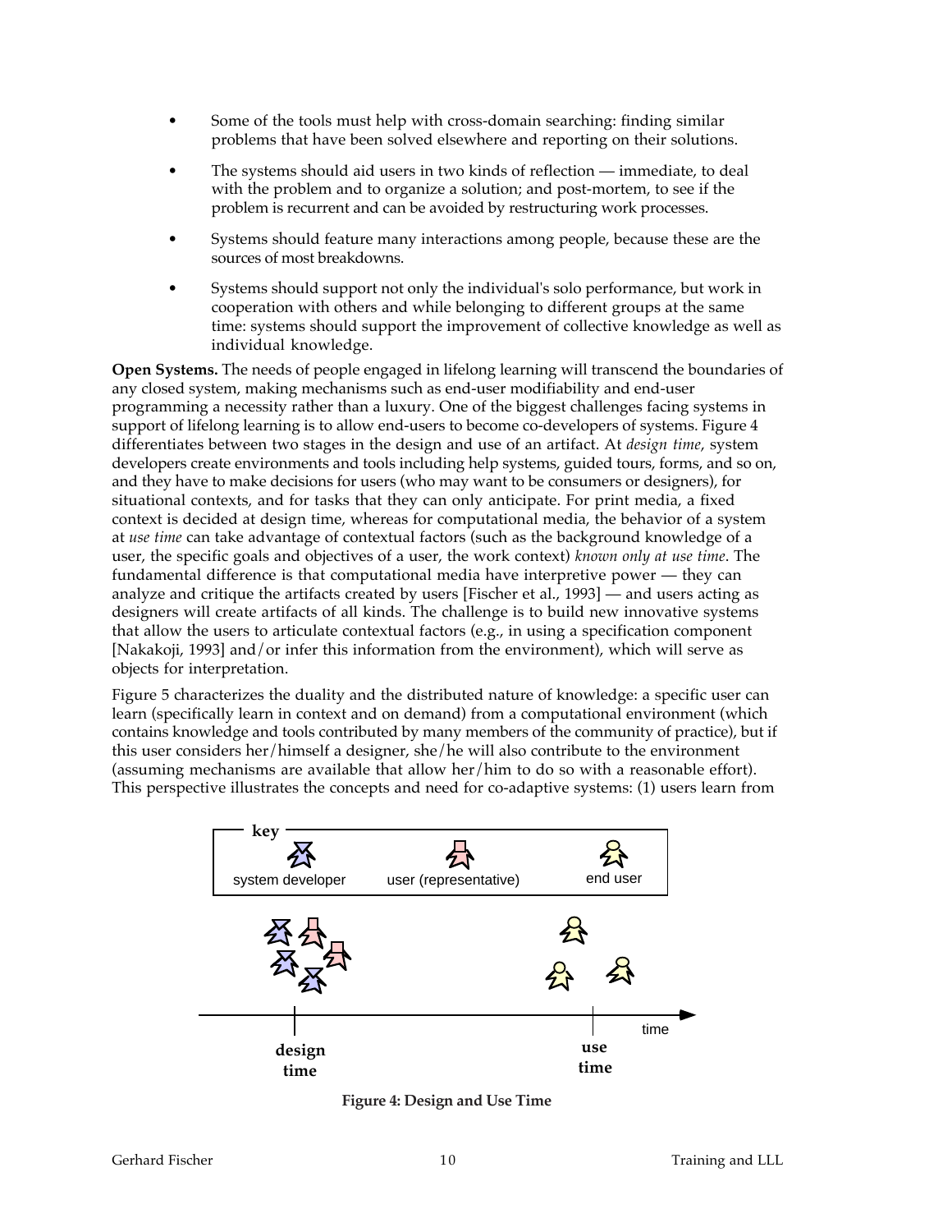- Some of the tools must help with cross-domain searching: finding similar problems that have been solved elsewhere and reporting on their solutions.
- The systems should aid users in two kinds of reflection — immediate, to deal with the problem and to organize a solution; and post-mortem, to see if the problem is recurrent and can be avoided by restructuring work processes.
- Systems should feature many interactions among people, because these are the sources of most breakdowns.
- Systems should support not only the individual's solo performance, but work in cooperation with others and while belonging to different groups at the same time: systems should support the improvement of collective knowledge as well as individual knowledge.

**Open Systems.** The needs of people engaged in lifelong learning will transcend the boundaries of any closed system, making mechanisms such as end-user modifiability and end-user programming a necessity rather than a luxury. One of the biggest challenges facing systems in support of lifelong learning is to allow end-users to become co-developers of systems. Figure 4 differentiates between two stages in the design and use of an artifact. At *design time*, system developers create environments and tools including help systems, guided tours, forms, and so on, and they have to make decisions for users (who may want to be consumers or designers), for situational contexts, and for tasks that they can only anticipate. For print media, a fixed context is decided at design time, whereas for computational media, the behavior of a system at *use time* can take advantage of contextual factors (such as the background knowledge of a user, the specific goals and objectives of a user, the work context) *known only at use time*. The fundamental difference is that computational media have interpretive power — they can analyze and critique the artifacts created by users [Fischer et al., 1993] — and users acting as designers will create artifacts of all kinds. The challenge is to build new innovative systems that allow the users to articulate contextual factors (e.g., in using a specification component [Nakakoji, 1993] and/or infer this information from the environment), which will serve as objects for interpretation.

Figure 5 characterizes the duality and the distributed nature of knowledge: a specific user can learn (specifically learn in context and on demand) from a computational environment (which contains knowledge and tools contributed by many members of the community of practice), but if this user considers her/himself a designer, she/he will also contribute to the environment (assuming mechanisms are available that allow her/him to do so with a reasonable effort). This perspective illustrates the concepts and need for co-adaptive systems: (1) users learn from

**Figure 4: Design and Use Time**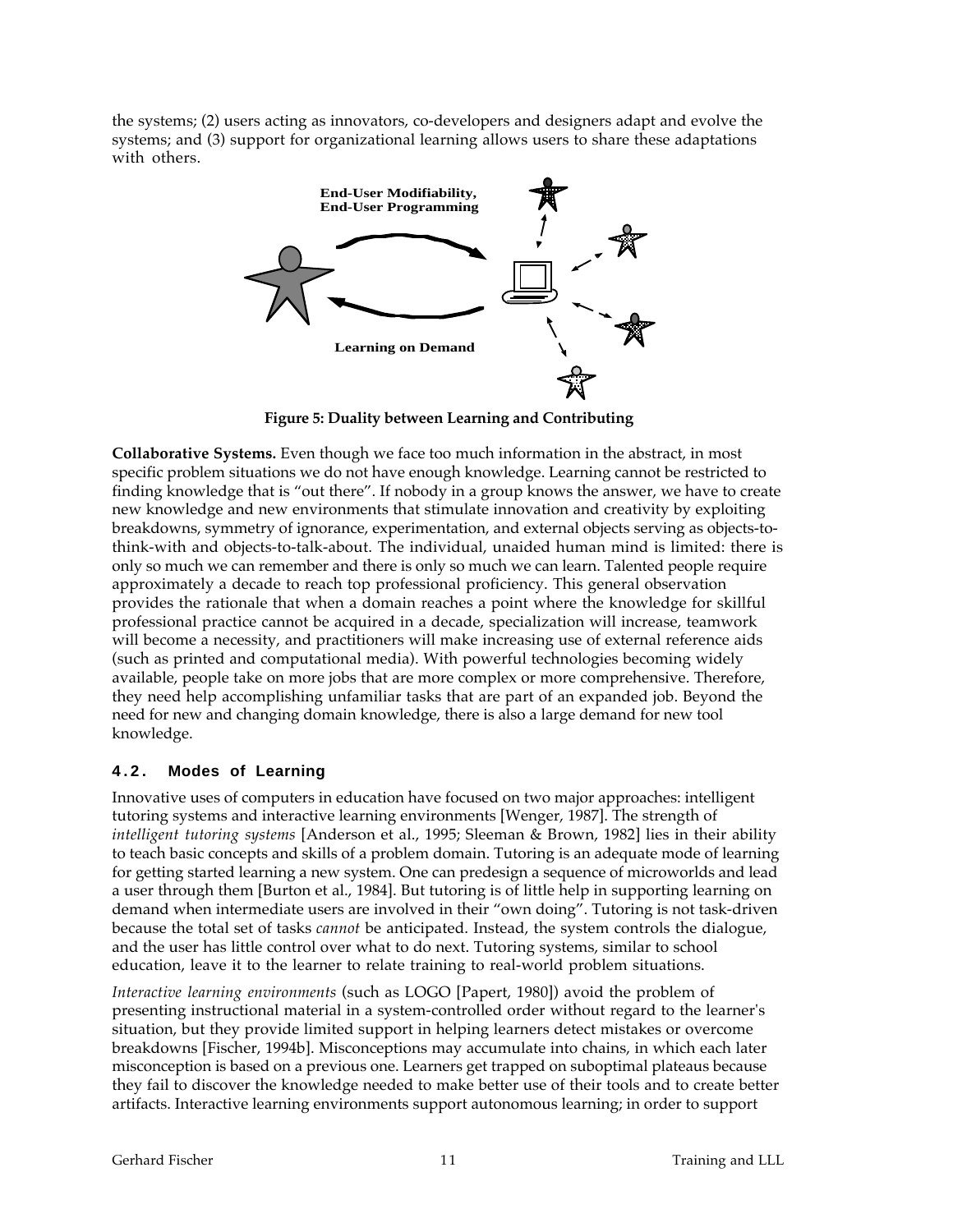the systems; (2) users acting as innovators, co-developers and designers adapt and evolve the systems; and (3) support for organizational learning allows users to share these adaptations with others.

End-User Modifiability, End-User Programming

Learning on Demand

**Figure 5: Duality between Learning and Contributing**

**Collaborative Systems.** Even though we face too much information in the abstract, in most specific problem situations we do not have enough knowledge. Learning cannot be restricted to finding knowledge that is "out there". If nobody in a group knows the answer, we have to create new knowledge and new environments that stimulate innovation and creativity by exploiting breakdowns, symmetry of ignorance, experimentation, and external objects serving as objects-to-think-with and objects-to-talk-about. The individual, unaided human mind is limited: there is only so much we can remember and there is only so much we can learn. Talented people require approximately a decade to reach top professional proficiency. This general observation provides the rationale that when a domain reaches a point where the knowledge for skillful professional practice cannot be acquired in a decade, specialization will increase, teamwork will become a necessity, and practitioners will make increasing use of external reference aids (such as printed and computational media). With powerful technologies becoming widely available, people take on more jobs that are more complex or more comprehensive. Therefore, they need help accomplishing unfamiliar tasks that are part of an expanded job. Beyond the need for new and changing domain knowledge, there is also a large demand for new tool knowledge.

### 4.2. Modes of Learning

Innovative uses of computers in education have focused on two major approaches: intelligent tutoring systems and interactive learning environments [Wenger, 1987]. The strength of *intelligent tutoring systems* [Anderson et al., 1995; Sleeman & Brown, 1982] lies in their ability to teach basic concepts and skills of a problem domain. Tutoring is an adequate mode of learning for getting started learning a new system. One can predesign a sequence of microworlds and lead a user through them [Burton et al., 1984]. But tutoring is of little help in supporting learning on demand when intermediate users are involved in their "own doing". Tutoring is not task-driven because the total set of tasks *cannot* be anticipated. Instead, the system controls the dialogue, and the user has little control over what to do next. Tutoring systems, similar to school education, leave it to the learner to relate training to real-world problem situations.

*Interactive learning environments* (such as LOGO [Papert, 1980]) avoid the problem of presenting instructional material in a system-controlled order without regard to the learner's situation, but they provide limited support in helping learners detect mistakes or overcome breakdowns [Fischer, 1994b]. Misconceptions may accumulate into chains, in which each later misconception is based on a previous one. Learners get trapped on suboptimal plateaus because they fail to discover the knowledge needed to make better use of their tools and to create better artifacts. Interactive learning environments support autonomous learning; in order to support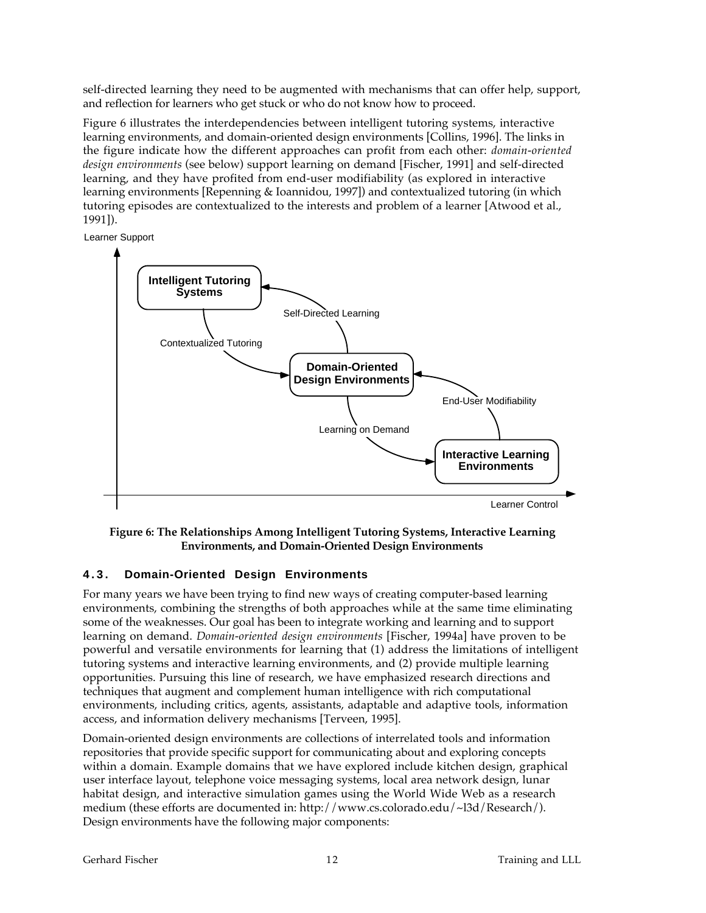self-directed learning they need to be augmented with mechanisms that can offer help, support, and reflection for learners who get stuck or who do not know how to proceed.

Figure 6 illustrates the interdependencies between intelligent tutoring systems, interactive learning environments, and domain-oriented design environments [Collins, 1996]. The links in the figure indicate how the different approaches can profit from each other: *domain-oriented design environments* (see below) support learning on demand [Fischer, 1991] and self-directed learning, and they have profited from end-user modifiability (as explored in interactive learning environments [Repenning & Ioannidou, 1997]) and contextualized tutoring (in which tutoring episodes are contextualized to the interests and problem of a learner [Atwood et al., 1991]).

**Figure 6: The Relationships Among Intelligent Tutoring Systems, Interactive Learning Environments, and Domain-Oriented Design Environments**

### 4.3. Domain-Oriented Design Environments

For many years we have been trying to find new ways of creating computer-based learning environments, combining the strengths of both approaches while at the same time eliminating some of the weaknesses. Our goal has been to integrate working and learning and to support learning on demand. *Domain-oriented design environments* [Fischer, 1994a] have proven to be powerful and versatile environments for learning that (1) address the limitations of intelligent tutoring systems and interactive learning environments, and (2) provide multiple learning opportunities. Pursuing this line of research, we have emphasized research directions and techniques that augment and complement human intelligence with rich computational environments, including critics, agents, assistants, adaptable and adaptive tools, information access, and information delivery mechanisms [Terveen, 1995].

Domain-oriented design environments are collections of interrelated tools and information repositories that provide specific support for communicating about and exploring concepts within a domain. Example domains that we have explored include kitchen design, graphical user interface layout, telephone voice messaging systems, local area network design, lunar habitat design, and interactive simulation games using the World Wide Web as a research medium (these efforts are documented in: http://www.cs.colorado.edu/~l3d/Research/). Design environments have the following major components: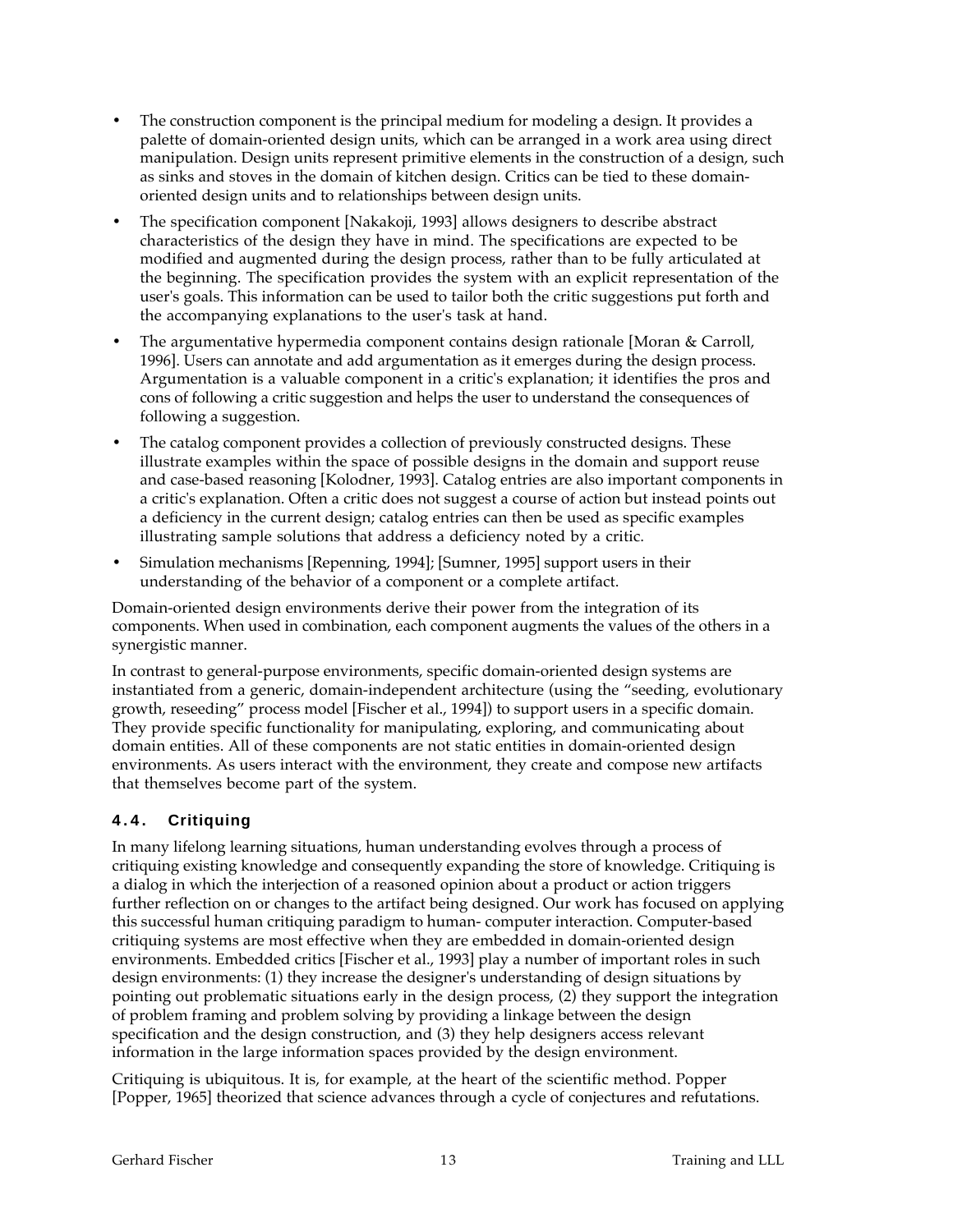- The construction component is the principal medium for modeling a design. It provides a palette of domain-oriented design units, which can be arranged in a work area using direct manipulation. Design units represent primitive elements in the construction of a design, such as sinks and stoves in the domain of kitchen design. Critics can be tied to these domain-oriented design units and to relationships between design units.
- The specification component [Nakakoji, 1993] allows designers to describe abstract characteristics of the design they have in mind. The specifications are expected to be modified and augmented during the design process, rather than to be fully articulated at the beginning. The specification provides the system with an explicit representation of the user's goals. This information can be used to tailor both the critic suggestions put forth and the accompanying explanations to the user's task at hand.
- The argumentative hypermedia component contains design rationale [Moran & Carroll, 1996]. Users can annotate and add argumentation as it emerges during the design process. Argumentation is a valuable component in a critic's explanation; it identifies the pros and cons of following a critic suggestion and helps the user to understand the consequences of following a suggestion.
- The catalog component provides a collection of previously constructed designs. These illustrate examples within the space of possible designs in the domain and support reuse and case-based reasoning [Kolodner, 1993]. Catalog entries are also important components in a critic's explanation. Often a critic does not suggest a course of action but instead points out a deficiency in the current design; catalog entries can then be used as specific examples illustrating sample solutions that address a deficiency noted by a critic.
- Simulation mechanisms [Repenning, 1994]; [Sumner, 1995] support users in their understanding of the behavior of a component or a complete artifact.

Domain-oriented design environments derive their power from the integration of its components. When used in combination, each component augments the values of the others in a synergistic manner.

In contrast to general-purpose environments, specific domain-oriented design systems are instantiated from a generic, domain-independent architecture (using the "seeding, evolutionary growth, reseeding" process model [Fischer et al., 1994]) to support users in a specific domain. They provide specific functionality for manipulating, exploring, and communicating about domain entities. All of these components are not static entities in domain-oriented design environments. As users interact with the environment, they create and compose new artifacts that themselves become part of the system.

### 4.4. Critiquing

In many lifelong learning situations, human understanding evolves through a process of critiquing existing knowledge and consequently expanding the store of knowledge. Critiquing is a dialog in which the interjection of a reasoned opinion about a product or action triggers further reflection on or changes to the artifact being designed. Our work has focused on applying this successful human critiquing paradigm to human- computer interaction. Computer-based critiquing systems are most effective when they are embedded in domain-oriented design environments. Embedded critics [Fischer et al., 1993] play a number of important roles in such design environments: (1) they increase the designer's understanding of design situations by pointing out problematic situations early in the design process, (2) they support the integration of problem framing and problem solving by providing a linkage between the design specification and the design construction, and (3) they help designers access relevant information in the large information spaces provided by the design environment.

Critiquing is ubiquitous. It is, for example, at the heart of the scientific method. Popper [Popper, 1965] theorized that science advances through a cycle of conjectures and refutations.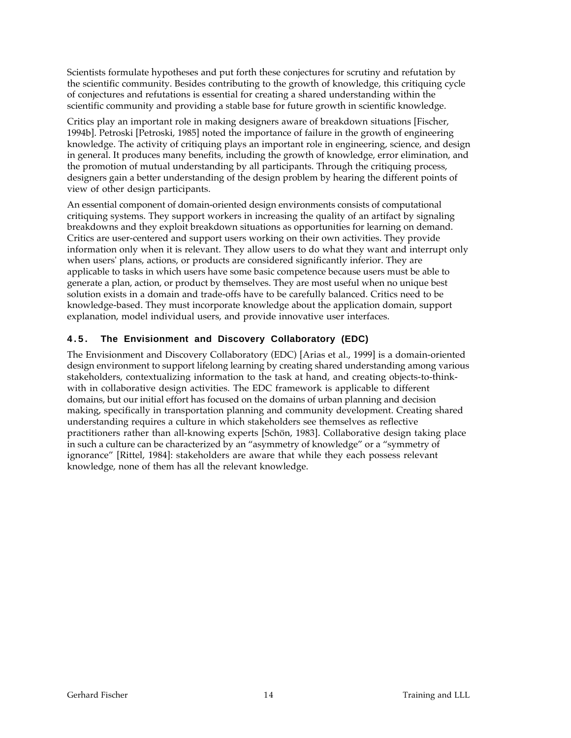Scientists formulate hypotheses and put forth these conjectures for scrutiny and refutation by the scientific community. Besides contributing to the growth of knowledge, this critiquing cycle of conjectures and refutations is essential for creating a shared understanding within the scientific community and providing a stable base for future growth in scientific knowledge.

Critics play an important role in making designers aware of breakdown situations [Fischer, 1994b]. Petroski [Petroski, 1985] noted the importance of failure in the growth of engineering knowledge. The activity of critiquing plays an important role in engineering, science, and design in general. It produces many benefits, including the growth of knowledge, error elimination, and the promotion of mutual understanding by all participants. Through the critiquing process, designers gain a better understanding of the design problem by hearing the different points of view of other design participants.

An essential component of domain-oriented design environments consists of computational critiquing systems. They support workers in increasing the quality of an artifact by signaling breakdowns and they exploit breakdown situations as opportunities for learning on demand. Critics are user-centered and support users working on their own activities. They provide information only when it is relevant. They allow users to do what they want and interrupt only when users' plans, actions, or products are considered significantly inferior. They are applicable to tasks in which users have some basic competence because users must be able to generate a plan, action, or product by themselves. They are most useful when no unique best solution exists in a domain and trade-offs have to be carefully balanced. Critics need to be knowledge-based. They must incorporate knowledge about the application domain, support explanation, model individual users, and provide innovative user interfaces.

### 4.5. The Envisionment and Discovery Collaboratory (EDC)

The Envisionment and Discovery Collaboratory (EDC) [Arias et al., 1999] is a domain-oriented design environment to support lifelong learning by creating shared understanding among various stakeholders, contextualizing information to the task at hand, and creating objects-to-think-with in collaborative design activities. The EDC framework is applicable to different domains, but our initial effort has focused on the domains of urban planning and decision making, specifically in transportation planning and community development. Creating shared understanding requires a culture in which stakeholders see themselves as reflective practitioners rather than all-knowing experts [Schön, 1983]. Collaborative design taking place in such a culture can be characterized by an "asymmetry of knowledge" or a "symmetry of ignorance" [Rittel, 1984]: stakeholders are aware that while they each possess relevant knowledge, none of them has all the relevant knowledge.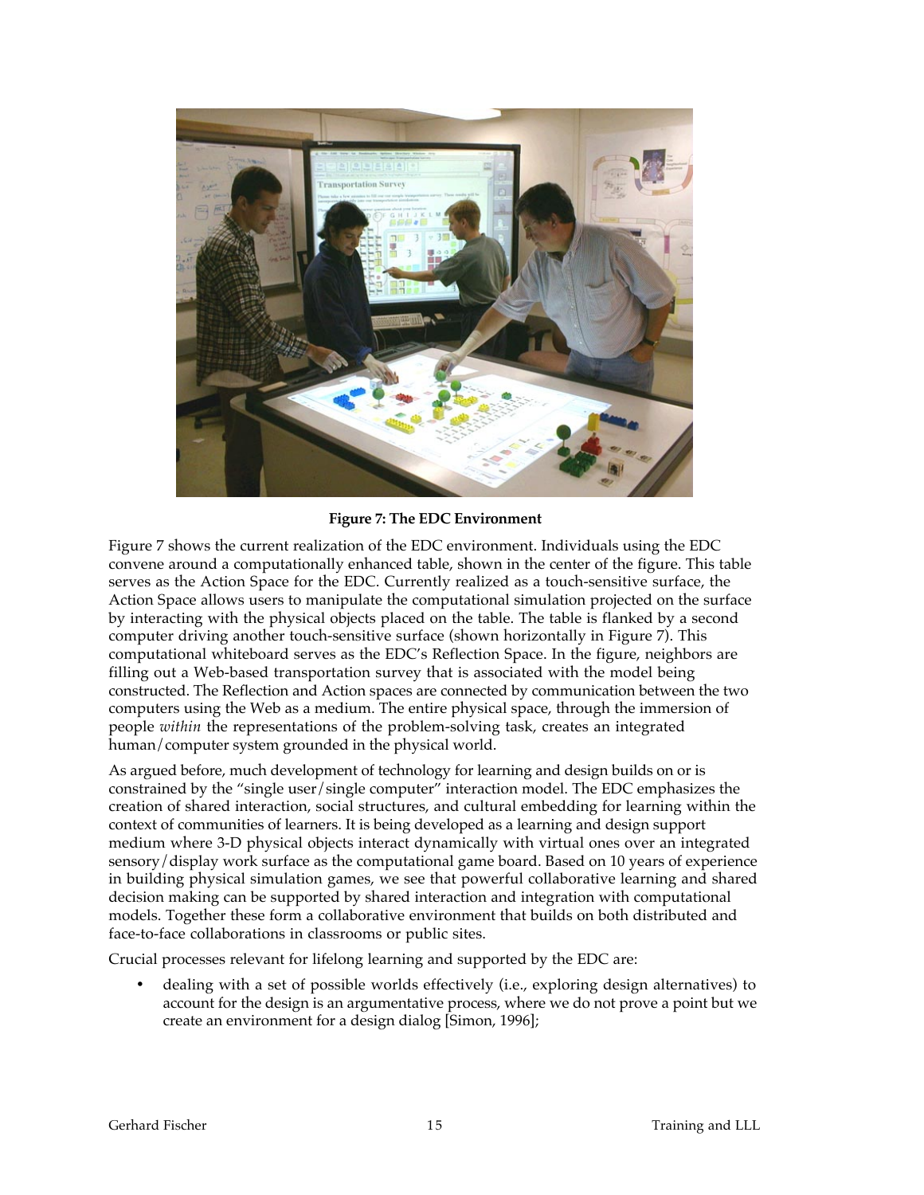**Figure 7: The EDC Environment**

Figure 7 shows the current realization of the EDC environment. Individuals using the EDC convene around a computationally enhanced table, shown in the center of the figure. This table serves as the Action Space for the EDC. Currently realized as a touch-sensitive surface, the Action Space allows users to manipulate the computational simulation projected on the surface by interacting with the physical objects placed on the table. The table is flanked by a second computer driving another touch-sensitive surface (shown horizontally in Figure 7). This computational whiteboard serves as the EDC's Reflection Space. In the figure, neighbors are filling out a Web-based transportation survey that is associated with the model being constructed. The Reflection and Action spaces are connected by communication between the two computers using the Web as a medium. The entire physical space, through the immersion of people *within* the representations of the problem-solving task, creates an integrated human/computer system grounded in the physical world.

As argued before, much development of technology for learning and design builds on or is constrained by the "single user/single computer" interaction model. The EDC emphasizes the creation of shared interaction, social structures, and cultural embedding for learning within the context of communities of learners. It is being developed as a learning and design support medium where 3-D physical objects interact dynamically with virtual ones over an integrated sensory/display work surface as the computational game board. Based on 10 years of experience in building physical simulation games, we see that powerful collaborative learning and shared decision making can be supported by shared interaction and integration with computational models. Together these form a collaborative environment that builds on both distributed and face-to-face collaborations in classrooms or public sites.

Crucial processes relevant for lifelong learning and supported by the EDC are:

- dealing with a set of possible worlds effectively (i.e., exploring design alternatives) to account for the design is an argumentative process, where we do not prove a point but we create an environment for a design dialog [Simon, 1996];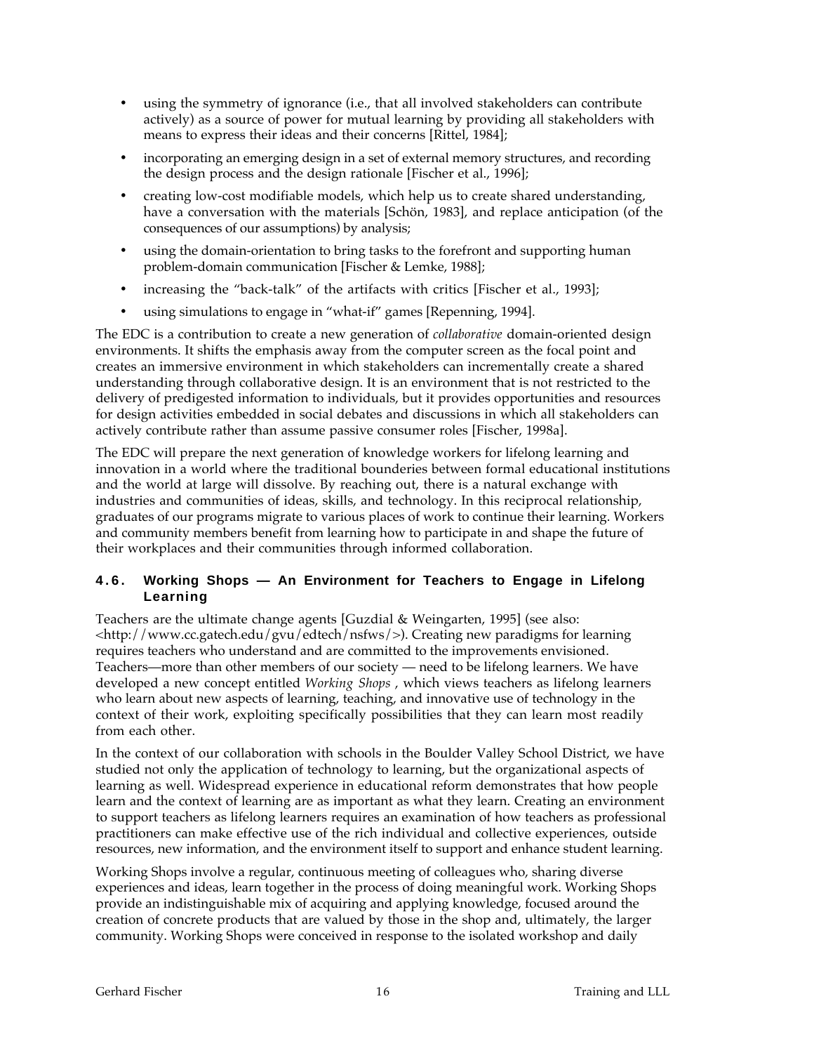- using the symmetry of ignorance (i.e., that all involved stakeholders can contribute actively) as a source of power for mutual learning by providing all stakeholders with means to express their ideas and their concerns [Rittel, 1984];
- incorporating an emerging design in a set of external memory structures, and recording the design process and the design rationale [Fischer et al., 1996];
- creating low-cost modifiable models, which help us to create shared understanding, have a conversation with the materials [Schön, 1983], and replace anticipation (of the consequences of our assumptions) by analysis;
- using the domain-orientation to bring tasks to the forefront and supporting human problem-domain communication [Fischer & Lemke, 1988];
- increasing the "back-talk" of the artifacts with critics [Fischer et al., 1993];
- using simulations to engage in "what-if" games [Repenning, 1994].

The EDC is a contribution to create a new generation of *collaborative* domain-oriented design environments. It shifts the emphasis away from the computer screen as the focal point and creates an immersive environment in which stakeholders can incrementally create a shared understanding through collaborative design. It is an environment that is not restricted to the delivery of predigested information to individuals, but it provides opportunities and resources for design activities embedded in social debates and discussions in which all stakeholders can actively contribute rather than assume passive consumer roles [Fischer, 1998a].

The EDC will prepare the next generation of knowledge workers for lifelong learning and innovation in a world where the traditional bounderies between formal educational institutions and the world at large will dissolve. By reaching out, there is a natural exchange with industries and communities of ideas, skills, and technology. In this reciprocal relationship, graduates of our programs migrate to various places of work to continue their learning. Workers and community members benefit from learning how to participate in and shape the future of their workplaces and their communities through informed collaboration.

### 4.6. Working Shops — An Environment for Teachers to Engage in Lifelong Learning

Teachers are the ultimate change agents [Guzdial & Weingarten, 1995] (see also: <http://www.cc.gatech.edu/gvu/edtech/nsfws/>). Creating new paradigms for learning requires teachers who understand and are committed to the improvements envisioned. Teachers—more than other members of our society — need to be lifelong learners. We have developed a new concept entitled *Working Shops* , which views teachers as lifelong learners who learn about new aspects of learning, teaching, and innovative use of technology in the context of their work, exploiting specifically possibilities that they can learn most readily from each other.

In the context of our collaboration with schools in the Boulder Valley School District, we have studied not only the application of technology to learning, but the organizational aspects of learning as well. Widespread experience in educational reform demonstrates that how people learn and the context of learning are as important as what they learn. Creating an environment to support teachers as lifelong learners requires an examination of how teachers as professional practitioners can make effective use of the rich individual and collective experiences, outside resources, new information, and the environment itself to support and enhance student learning.

Working Shops involve a regular, continuous meeting of colleagues who, sharing diverse experiences and ideas, learn together in the process of doing meaningful work. Working Shops provide an indistinguishable mix of acquiring and applying knowledge, focused around the creation of concrete products that are valued by those in the shop and, ultimately, the larger community. Working Shops were conceived in response to the isolated workshop and daily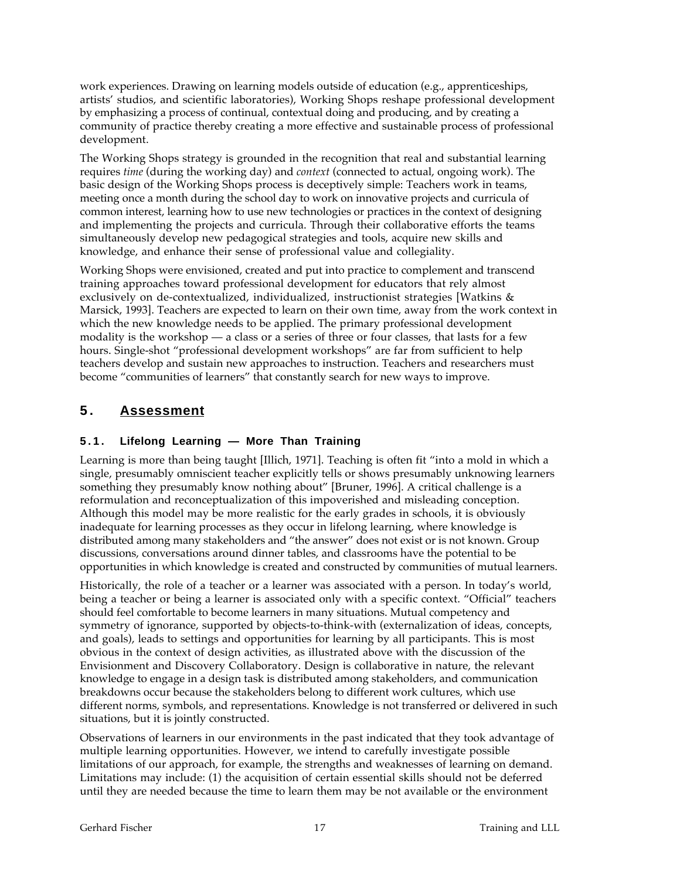work experiences. Drawing on learning models outside of education (e.g., apprenticeships, artists' studios, and scientific laboratories), Working Shops reshape professional development by emphasizing a process of continual, contextual doing and producing, and by creating a community of practice thereby creating a more effective and sustainable process of professional development.

The Working Shops strategy is grounded in the recognition that real and substantial learning requires *time* (during the working day) and *context* (connected to actual, ongoing work). The basic design of the Working Shops process is deceptively simple: Teachers work in teams, meeting once a month during the school day to work on innovative projects and curricula of common interest, learning how to use new technologies or practices in the context of designing and implementing the projects and curricula. Through their collaborative efforts the teams simultaneously develop new pedagogical strategies and tools, acquire new skills and knowledge, and enhance their sense of professional value and collegiality.

Working Shops were envisioned, created and put into practice to complement and transcend training approaches toward professional development for educators that rely almost exclusively on de-contextualized, individualized, instructionist strategies [Watkins & Marsick, 1993]. Teachers are expected to learn on their own time, away from the work context in which the new knowledge needs to be applied. The primary professional development modality is the workshop — a class or a series of three or four classes, that lasts for a few hours. Single-shot "professional development workshops" are far from sufficient to help teachers develop and sustain new approaches to instruction. Teachers and researchers must become "communities of learners" that constantly search for new ways to improve.

## 5. Assessment

### 5.1. Lifelong Learning — More Than Training

Learning is more than being taught [Illich, 1971]. Teaching is often fit "into a mold in which a single, presumably omniscient teacher explicitly tells or shows presumably unknowing learners something they presumably know nothing about" [Bruner, 1996]. A critical challenge is a reformulation and reconceptualization of this impoverished and misleading conception. Although this model may be more realistic for the early grades in schools, it is obviously inadequate for learning processes as they occur in lifelong learning, where knowledge is distributed among many stakeholders and "the answer" does not exist or is not known. Group discussions, conversations around dinner tables, and classrooms have the potential to be opportunities in which knowledge is created and constructed by communities of mutual learners.

Historically, the role of a teacher or a learner was associated with a person. In today's world, being a teacher or being a learner is associated only with a specific context. "Official" teachers should feel comfortable to become learners in many situations. Mutual competency and symmetry of ignorance, supported by objects-to-think-with (externalization of ideas, concepts, and goals), leads to settings and opportunities for learning by all participants. This is most obvious in the context of design activities, as illustrated above with the discussion of the Envisionment and Discovery Collaboratory. Design is collaborative in nature, the relevant knowledge to engage in a design task is distributed among stakeholders, and communication breakdowns occur because the stakeholders belong to different work cultures, which use different norms, symbols, and representations. Knowledge is not transferred or delivered in such situations, but it is jointly constructed.

Observations of learners in our environments in the past indicated that they took advantage of multiple learning opportunities. However, we intend to carefully investigate possible limitations of our approach, for example, the strengths and weaknesses of learning on demand. Limitations may include: (1) the acquisition of certain essential skills should not be deferred until they are needed because the time to learn them may be not available or the environment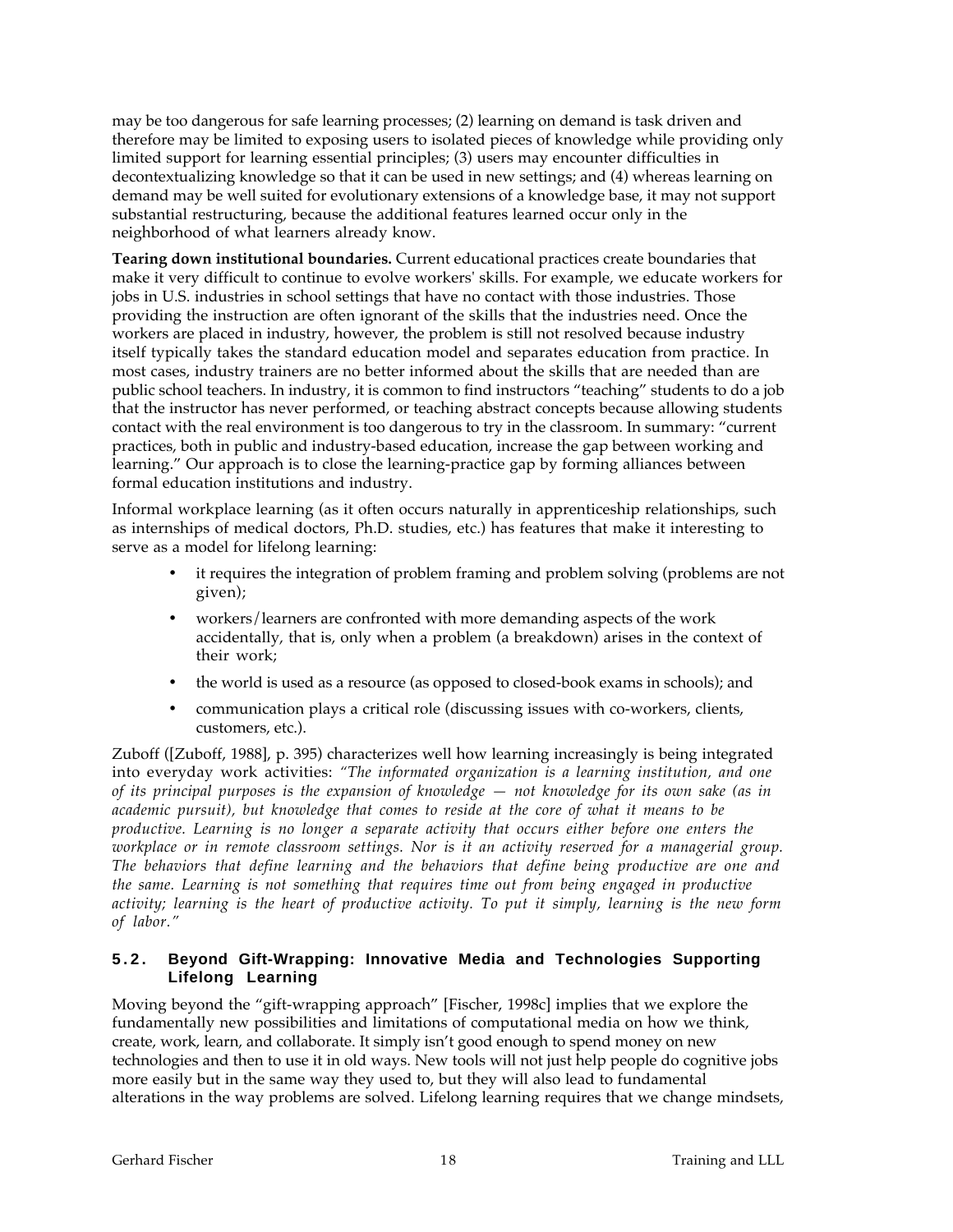may be too dangerous for safe learning processes; (2) learning on demand is task driven and therefore may be limited to exposing users to isolated pieces of knowledge while providing only limited support for learning essential principles; (3) users may encounter difficulties in decontextualizing knowledge so that it can be used in new settings; and (4) whereas learning on demand may be well suited for evolutionary extensions of a knowledge base, it may not support substantial restructuring, because the additional features learned occur only in the neighborhood of what learners already know.

**Tearing down institutional boundaries.** Current educational practices create boundaries that make it very difficult to continue to evolve workers' skills. For example, we educate workers for jobs in U.S. industries in school settings that have no contact with those industries. Those providing the instruction are often ignorant of the skills that the industries need. Once the workers are placed in industry, however, the problem is still not resolved because industry itself typically takes the standard education model and separates education from practice. In most cases, industry trainers are no better informed about the skills that are needed than are public school teachers. In industry, it is common to find instructors "teaching" students to do a job that the instructor has never performed, or teaching abstract concepts because allowing students contact with the real environment is too dangerous to try in the classroom. In summary: "current practices, both in public and industry-based education, increase the gap between working and learning." Our approach is to close the learning-practice gap by forming alliances between formal education institutions and industry.

Informal workplace learning (as it often occurs naturally in apprenticeship relationships, such as internships of medical doctors, Ph.D. studies, etc.) has features that make it interesting to serve as a model for lifelong learning:

- it requires the integration of problem framing and problem solving (problems are not given);
- workers/learners are confronted with more demanding aspects of the work accidentally, that is, only when a problem (a breakdown) arises in the context of their work;
- the world is used as a resource (as opposed to closed-book exams in schools); and
- communication plays a critical role (discussing issues with co-workers, clients, customers, etc.).

Zuboff ([Zuboff, 1988], p. 395) characterizes well how learning increasingly is being integrated into everyday work activities: *"The informated organization is a learning institution, and one of its principal purposes is the expansion of knowledge — not knowledge for its own sake (as in academic pursuit), but knowledge that comes to reside at the core of what it means to be productive. Learning is no longer a separate activity that occurs either before one enters the workplace or in remote classroom settings. Nor is it an activity reserved for a managerial group. The behaviors that define learning and the behaviors that define being productive are one and the same. Learning is not something that requires time out from being engaged in productive activity; learning is the heart of productive activity. To put it simply, learning is the new form of labor."*

### 5.2. Beyond Gift-Wrapping: Innovative Media and Technologies Supporting Lifelong Learning

Moving beyond the "gift-wrapping approach" [Fischer, 1998c] implies that we explore the fundamentally new possibilities and limitations of computational media on how we think, create, work, learn, and collaborate. It simply isn't good enough to spend money on new technologies and then to use it in old ways. New tools will not just help people do cognitive jobs more easily but in the same way they used to, but they will also lead to fundamental alterations in the way problems are solved. Lifelong learning requires that we change mindsets,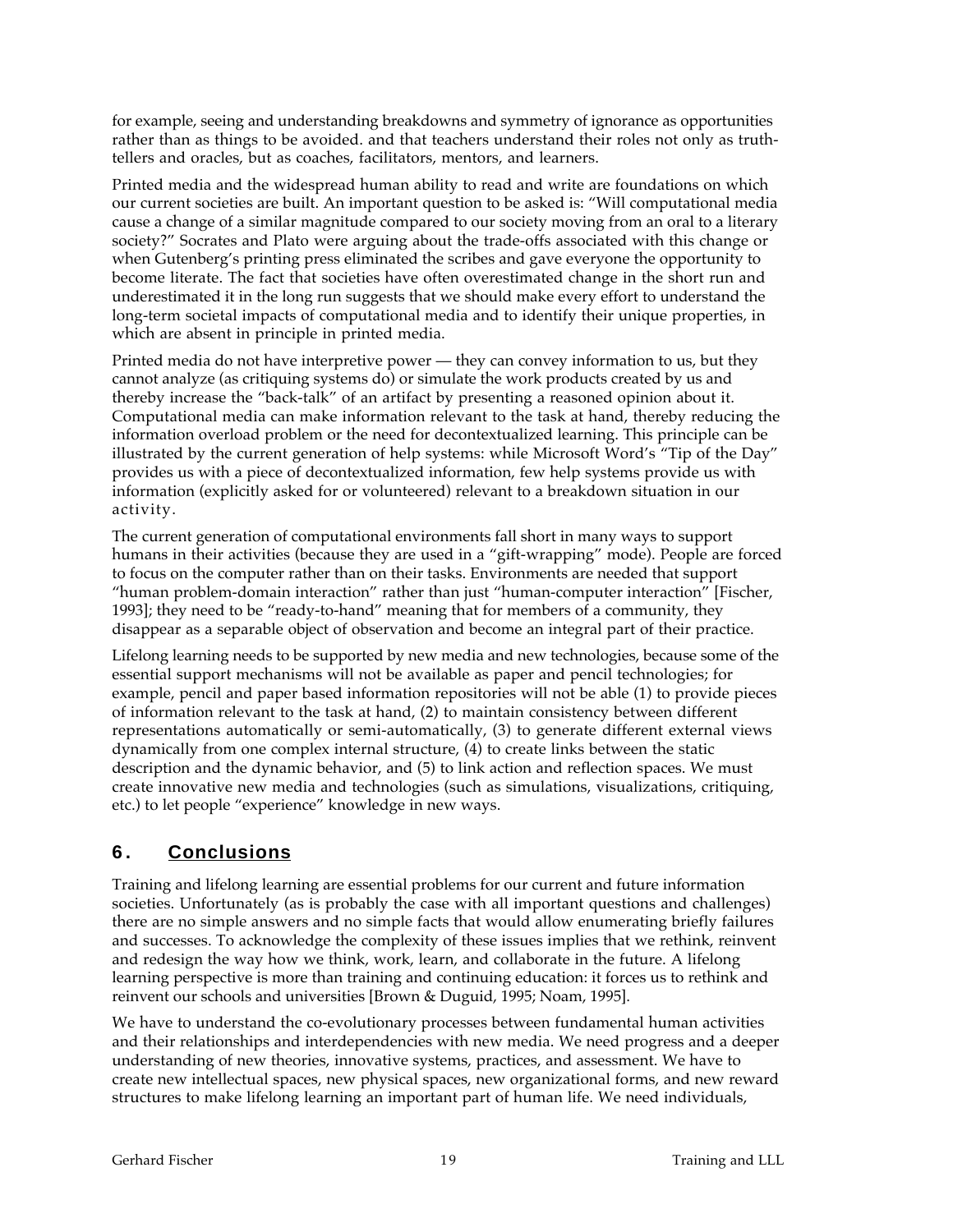for example, seeing and understanding breakdowns and symmetry of ignorance as opportunities rather than as things to be avoided. and that teachers understand their roles not only as truth-tellers and oracles, but as coaches, facilitators, mentors, and learners.

Printed media and the widespread human ability to read and write are foundations on which our current societies are built. An important question to be asked is: "Will computational media cause a change of a similar magnitude compared to our society moving from an oral to a literary society?" Socrates and Plato were arguing about the trade-offs associated with this change or when Gutenberg's printing press eliminated the scribes and gave everyone the opportunity to become literate. The fact that societies have often overestimated change in the short run and underestimated it in the long run suggests that we should make every effort to understand the long-term societal impacts of computational media and to identify their unique properties, in which are absent in principle in printed media.

Printed media do not have interpretive power — they can convey information to us, but they cannot analyze (as critiquing systems do) or simulate the work products created by us and thereby increase the "back-talk" of an artifact by presenting a reasoned opinion about it. Computational media can make information relevant to the task at hand, thereby reducing the information overload problem or the need for decontextualized learning. This principle can be illustrated by the current generation of help systems: while Microsoft Word's "Tip of the Day" provides us with a piece of decontextualized information, few help systems provide us with information (explicitly asked for or volunteered) relevant to a breakdown situation in our activity.

The current generation of computational environments fall short in many ways to support humans in their activities (because they are used in a "gift-wrapping" mode). People are forced to focus on the computer rather than on their tasks. Environments are needed that support "human problem-domain interaction" rather than just "human-computer interaction" [Fischer, 1993]; they need to be "ready-to-hand" meaning that for members of a community, they disappear as a separable object of observation and become an integral part of their practice.

Lifelong learning needs to be supported by new media and new technologies, because some of the essential support mechanisms will not be available as paper and pencil technologies; for example, pencil and paper based information repositories will not be able (1) to provide pieces of information relevant to the task at hand, (2) to maintain consistency between different representations automatically or semi-automatically, (3) to generate different external views dynamically from one complex internal structure, (4) to create links between the static description and the dynamic behavior, and (5) to link action and reflection spaces. We must create innovative new media and technologies (such as simulations, visualizations, critiquing, etc.) to let people "experience" knowledge in new ways.

## 6. Conclusions

Training and lifelong learning are essential problems for our current and future information societies. Unfortunately (as is probably the case with all important questions and challenges) there are no simple answers and no simple facts that would allow enumerating briefly failures and successes. To acknowledge the complexity of these issues implies that we rethink, reinvent and redesign the way how we think, work, learn, and collaborate in the future. A lifelong learning perspective is more than training and continuing education: it forces us to rethink and reinvent our schools and universities [Brown & Duguid, 1995; Noam, 1995].

We have to understand the co-evolutionary processes between fundamental human activities and their relationships and interdependencies with new media. We need progress and a deeper understanding of new theories, innovative systems, practices, and assessment. We have to create new intellectual spaces, new physical spaces, new organizational forms, and new reward structures to make lifelong learning an important part of human life. We need individuals,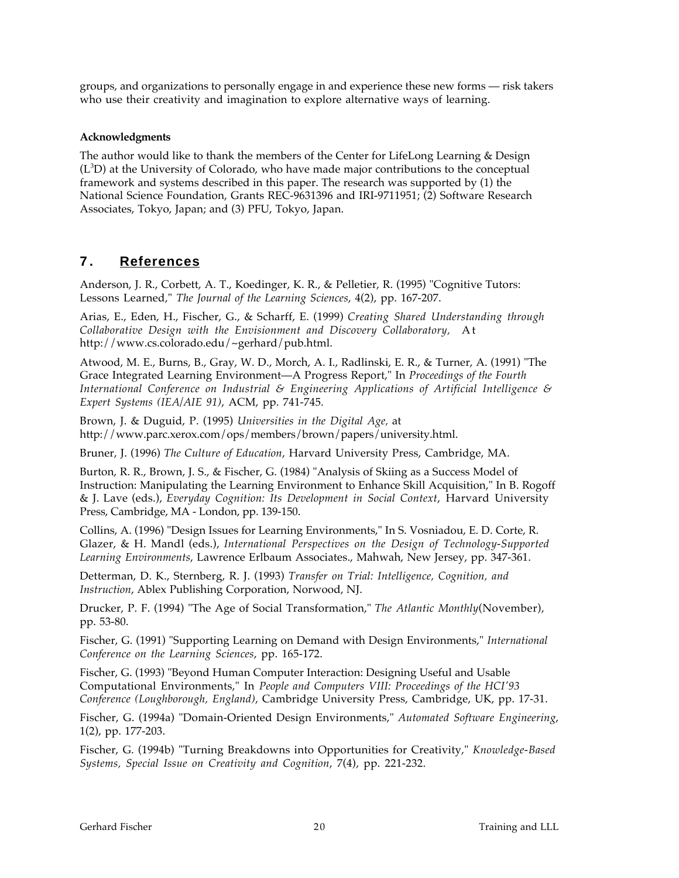groups, and organizations to personally engage in and experience these new forms — risk takers who use their creativity and imagination to explore alternative ways of learning.

**Acknowledgments**

The author would like to thank the members of the Center for LifeLong Learning & Design ($L^3D$) at the University of Colorado, who have made major contributions to the conceptual framework and systems described in this paper. The research was supported by (1) the National Science Foundation, Grants REC-9631396 and IRI-9711951; (2) Software Research Associates, Tokyo, Japan; and (3) PFU, Tokyo, Japan.

## 7. References

Anderson, J. R., Corbett, A. T., Koedinger, K. R., & Pelletier, R. (1995) "Cognitive Tutors: Lessons Learned," *The Journal of the Learning Sciences*, 4(2), pp. 167-207.

Arias, E., Eden, H., Fischer, G., & Scharff, E. (1999) *Creating Shared Understanding through Collaborative Design with the Envisionment and Discovery Collaboratory,* At http://www.cs.colorado.edu/~gerhard/pub.html.

Atwood, M. E., Burns, B., Gray, W. D., Morch, A. I., Radlinski, E. R., & Turner, A. (1991) "The Grace Integrated Learning Environment—A Progress Report," In *Proceedings of the Fourth International Conference on Industrial & Engineering Applications of Artificial Intelligence & Expert Systems (IEA/AIE 91)*, ACM, pp. 741-745.

Brown, J. & Duguid, P. (1995) *Universities in the Digital Age,* at http://www.parc.xerox.com/ops/members/brown/papers/university.html.

Bruner, J. (1996) *The Culture of Education*, Harvard University Press, Cambridge, MA.

Burton, R. R., Brown, J. S., & Fischer, G. (1984) "Analysis of Skiing as a Success Model of Instruction: Manipulating the Learning Environment to Enhance Skill Acquisition," In B. Rogoff & J. Lave (eds.), *Everyday Cognition: Its Development in Social Context*, Harvard University Press, Cambridge, MA - London, pp. 139-150.

Collins, A. (1996) "Design Issues for Learning Environments," In S. Vosniadou, E. D. Corte, R. Glazer, & H. Mandl (eds.), *International Perspectives on the Design of Technology-Supported Learning Environments*, Lawrence Erlbaum Associates., Mahwah, New Jersey, pp. 347-361.

Detterman, D. K., Sternberg, R. J. (1993) *Transfer on Trial: Intelligence, Cognition, and Instruction*, Ablex Publishing Corporation, Norwood, NJ.

Drucker, P. F. (1994) "The Age of Social Transformation," *The Atlantic Monthly*(November), pp. 53-80.

Fischer, G. (1991) "Supporting Learning on Demand with Design Environments," *International Conference on the Learning Sciences*, pp. 165-172.

Fischer, G. (1993) "Beyond Human Computer Interaction: Designing Useful and Usable Computational Environments," In *People and Computers VIII: Proceedings of the HCI'93 Conference (Loughborough, England)*, Cambridge University Press, Cambridge, UK, pp. 17-31.

Fischer, G. (1994a) "Domain-Oriented Design Environments," *Automated Software Engineering*, 1(2), pp. 177-203.

Fischer, G. (1994b) "Turning Breakdowns into Opportunities for Creativity," *Knowledge-Based Systems, Special Issue on Creativity and Cognition*, 7(4), pp. 221-232.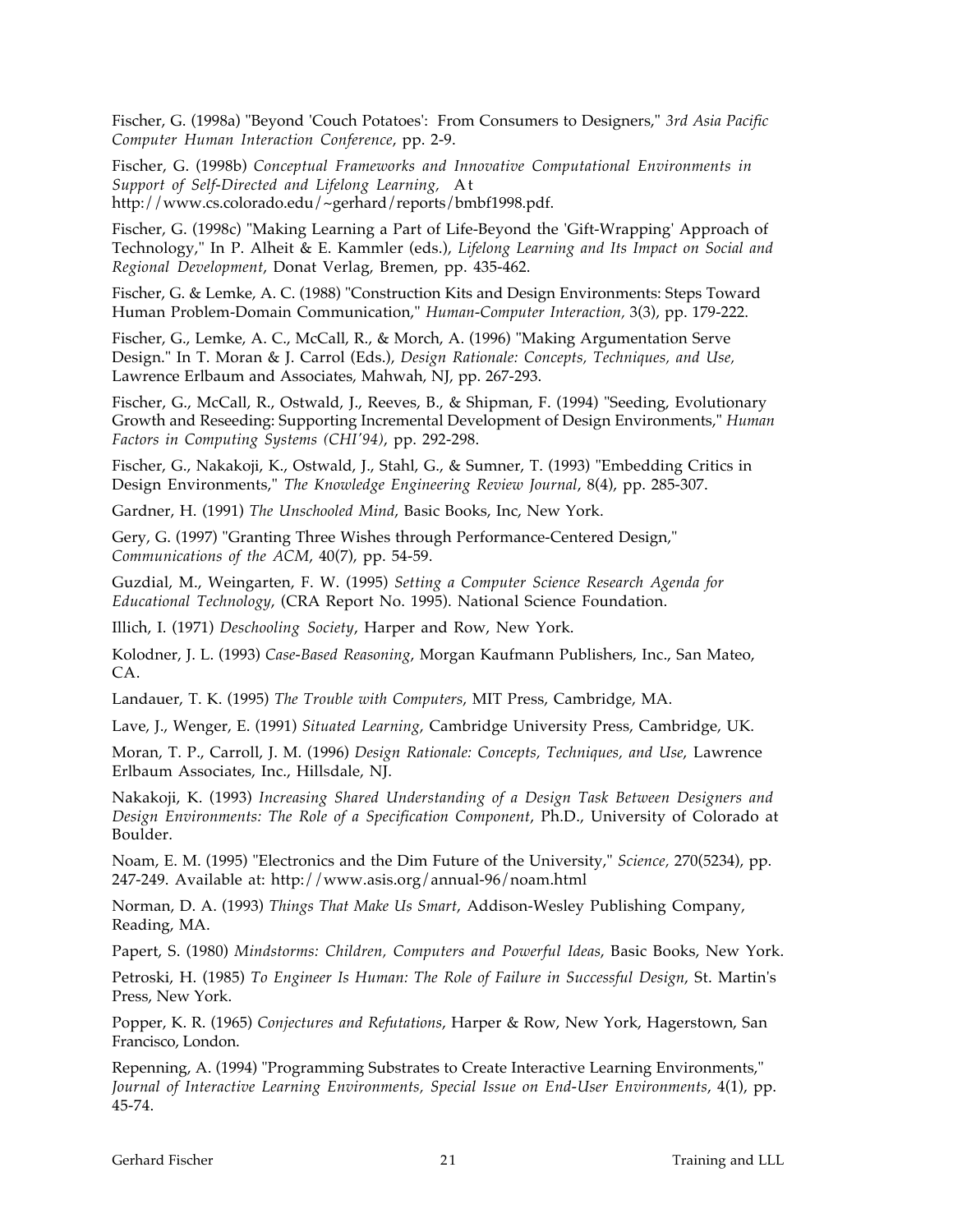Fischer, G. (1998a) "Beyond 'Couch Potatoes': From Consumers to Designers," *3rd Asia Pacific Computer Human Interaction Conference*, pp. 2-9.

Fischer, G. (1998b) *Conceptual Frameworks and Innovative Computational Environments in Support of Self-Directed and Lifelong Learning,* At http://www.cs.colorado.edu/~gerhard/reports/bmbf1998.pdf.

Fischer, G. (1998c) "Making Learning a Part of Life-Beyond the 'Gift-Wrapping' Approach of Technology," In P. Alheit & E. Kammler (eds.), *Lifelong Learning and Its Impact on Social and Regional Development*, Donat Verlag, Bremen, pp. 435-462.

Fischer, G. & Lemke, A. C. (1988) "Construction Kits and Design Environments: Steps Toward Human Problem-Domain Communication," *Human-Computer Interaction,* 3(3), pp. 179-222.

Fischer, G., Lemke, A. C., McCall, R., & Morch, A. (1996) "Making Argumentation Serve Design." In T. Moran & J. Carrol (Eds.), *Design Rationale: Concepts, Techniques, and Use,* Lawrence Erlbaum and Associates, Mahwah, NJ, pp. 267-293.

Fischer, G., McCall, R., Ostwald, J., Reeves, B., & Shipman, F. (1994) "Seeding, Evolutionary Growth and Reseeding: Supporting Incremental Development of Design Environments," *Human Factors in Computing Systems (CHI'94)*, pp. 292-298.

Fischer, G., Nakakoji, K., Ostwald, J., Stahl, G., & Sumner, T. (1993) "Embedding Critics in Design Environments," *The Knowledge Engineering Review Journal*, 8(4), pp. 285-307.

Gardner, H. (1991) *The Unschooled Mind*, Basic Books, Inc, New York.

Gery, G. (1997) "Granting Three Wishes through Performance-Centered Design," *Communications of the ACM*, 40(7), pp. 54-59.

Guzdial, M., Weingarten, F. W. (1995) *Setting a Computer Science Research Agenda for Educational Technology*, (CRA Report No. 1995). National Science Foundation.

Illich, I. (1971) *Deschooling Society*, Harper and Row, New York.

Kolodner, J. L. (1993) *Case-Based Reasoning*, Morgan Kaufmann Publishers, Inc., San Mateo, CA.

Landauer, T. K. (1995) *The Trouble with Computers*, MIT Press, Cambridge, MA.

Lave, J., Wenger, E. (1991) *Situated Learning*, Cambridge University Press, Cambridge, UK.

Moran, T. P., Carroll, J. M. (1996) *Design Rationale: Concepts, Techniques, and Use*, Lawrence Erlbaum Associates, Inc., Hillsdale, NJ.

Nakakoji, K. (1993) *Increasing Shared Understanding of a Design Task Between Designers and Design Environments: The Role of a Specification Component*, Ph.D., University of Colorado at Boulder.

Noam, E. M. (1995) "Electronics and the Dim Future of the University," *Science,* 270(5234), pp. 247-249. Available at: http://www.asis.org/annual-96/noam.html

Norman, D. A. (1993) *Things That Make Us Smart*, Addison-Wesley Publishing Company, Reading, MA.

Papert, S. (1980) *Mindstorms: Children, Computers and Powerful Ideas*, Basic Books, New York.

Petroski, H. (1985) *To Engineer Is Human: The Role of Failure in Successful Design*, St. Martin's Press, New York.

Popper, K. R. (1965) *Conjectures and Refutations*, Harper & Row, New York, Hagerstown, San Francisco, London.

Repenning, A. (1994) "Programming Substrates to Create Interactive Learning Environments," *Journal of Interactive Learning Environments, Special Issue on End-User Environments*, 4(1), pp. 45-74.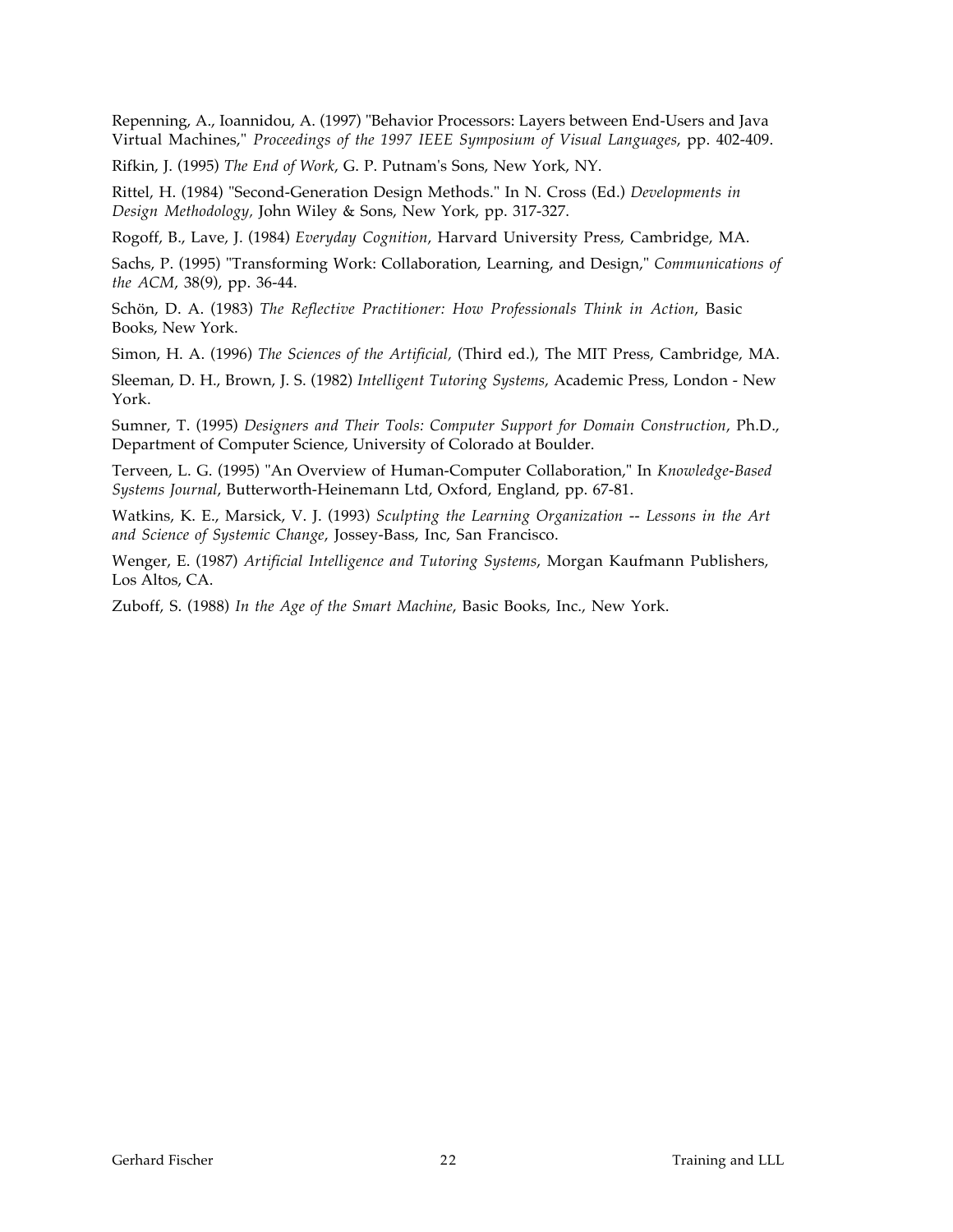Repenning, A., Ioannidou, A. (1997) "Behavior Processors: Layers between End-Users and Java Virtual Machines," *Proceedings of the 1997 IEEE Symposium of Visual Languages*, pp. 402-409.

Rifkin, J. (1995) *The End of Work*, G. P. Putnam's Sons, New York, NY.

Rittel, H. (1984) "Second-Generation Design Methods." In N. Cross (Ed.) *Developments in Design Methodology*, John Wiley & Sons, New York, pp. 317-327.

Rogoff, B., Lave, J. (1984) *Everyday Cognition*, Harvard University Press, Cambridge, MA.

Sachs, P. (1995) "Transforming Work: Collaboration, Learning, and Design," *Communications of the ACM*, 38(9), pp. 36-44.

Schön, D. A. (1983) *The Reflective Practitioner: How Professionals Think in Action*, Basic Books, New York.

Simon, H. A. (1996) *The Sciences of the Artificial*, (Third ed.), The MIT Press, Cambridge, MA.

Sleeman, D. H., Brown, J. S. (1982) *Intelligent Tutoring Systems*, Academic Press, London - New York.

Sumner, T. (1995) *Designers and Their Tools: Computer Support for Domain Construction*, Ph.D., Department of Computer Science, University of Colorado at Boulder.

Terveen, L. G. (1995) "An Overview of Human-Computer Collaboration," In *Knowledge-Based Systems Journal*, Butterworth-Heinemann Ltd, Oxford, England, pp. 67-81.

Watkins, K. E., Marsick, V. J. (1993) *Sculpting the Learning Organization -- Lessons in the Art and Science of Systemic Change*, Jossey-Bass, Inc, San Francisco.

Wenger, E. (1987) *Artificial Intelligence and Tutoring Systems*, Morgan Kaufmann Publishers, Los Altos, CA.

Zuboff, S. (1988) *In the Age of the Smart Machine*, Basic Books, Inc., New York.